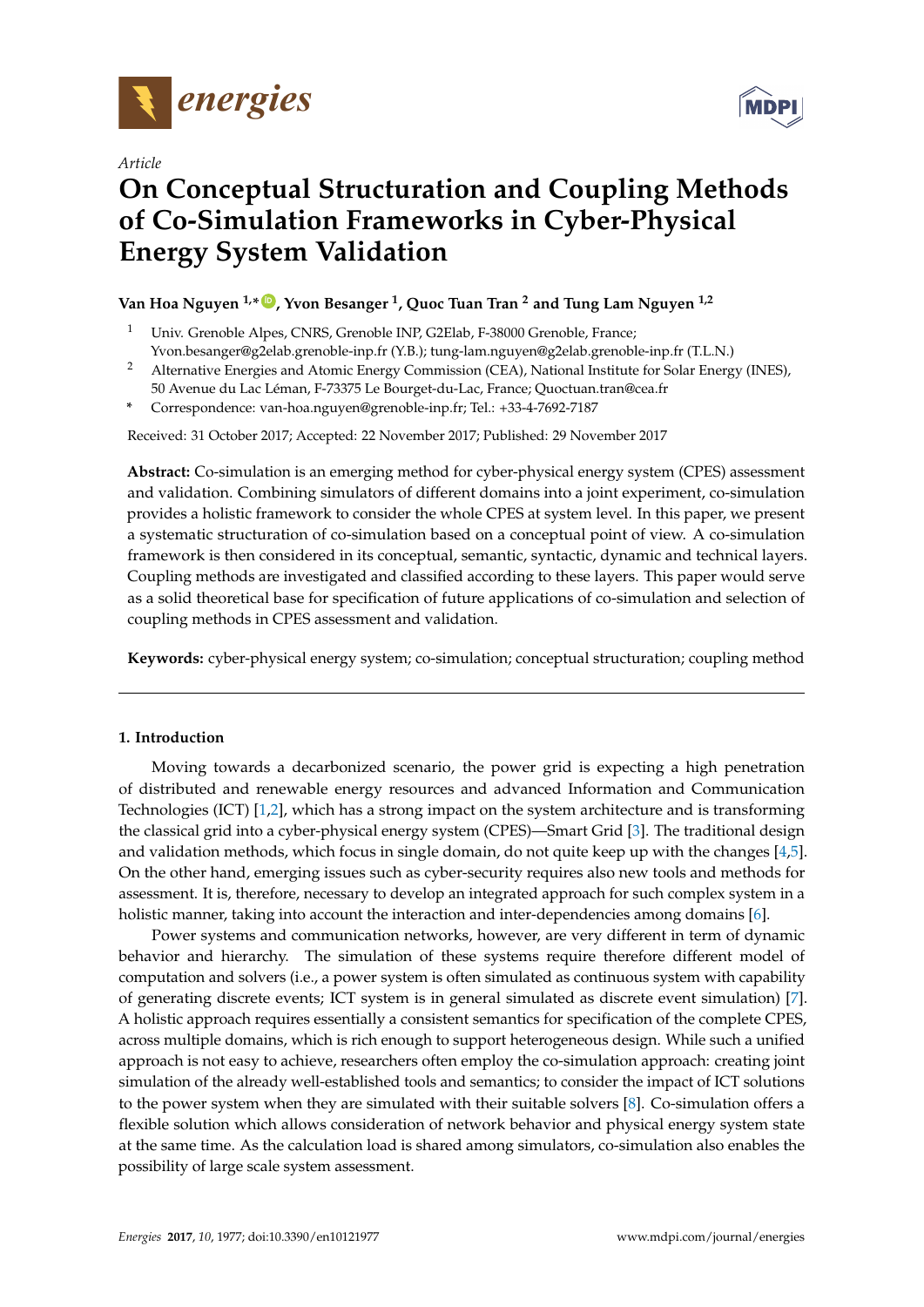*Article*

# On Conceptual Structuration and Coupling Methods of Co-Simulation Frameworks in Cyber-Physical Energy System Validation

**Van Hoa Nguyen [1,*], Yvon Besanger [1], Quoc Tuan Tran [2] and Tung Lam Nguyen [1,2]**

[1] Univ. Grenoble Alpes, CNRS, Grenoble INP, G2Elab, F-38000 Grenoble, France; Yvon.besanger@g2elab.grenoble-inp.fr (Y.B.); tung-lam.nguyen@g2elab.grenoble-inp.fr (T.L.N.)

[2] Alternative Energies and Atomic Energy Commission (CEA), National Institute for Solar Energy (INES), 50 Avenue du Lac Léman, F-73375 Le Bourget-du-Lac, France; Quoctuan.tran@cea.fr

\* Correspondence: van-hoa.nguyen@grenoble-inp.fr; Tel.: +33-4-7692-7187

Received: 31 October 2017; Accepted: 22 November 2017; Published: 29 November 2017

**Abstract:** Co-simulation is an emerging method for cyber-physical energy system (CPES) assessment and validation. Combining simulators of different domains into a joint experiment, co-simulation provides a holistic framework to consider the whole CPES at system level. In this paper, we present a systematic structuration of co-simulation based on a conceptual point of view. A co-simulation framework is then considered in its conceptual, semantic, syntactic, dynamic and technical layers. Coupling methods are investigated and classified according to these layers. This paper would serve as a solid theoretical base for specification of future applications of co-simulation and selection of coupling methods in CPES assessment and validation.

**Keywords:** cyber-physical energy system; co-simulation; conceptual structuration; coupling method

## 1. Introduction

Moving towards a decarbonized scenario, the power grid is expecting a high penetration of distributed and renewable energy resources and advanced Information and Communication Technologies (ICT) [1,2], which has a strong impact on the system architecture and is transforming the classical grid into a cyber-physical energy system (CPES)—Smart Grid [3]. The traditional design and validation methods, which focus in single domain, do not quite keep up with the changes [4,5]. On the other hand, emerging issues such as cyber-security requires also new tools and methods for assessment. It is, therefore, necessary to develop an integrated approach for such complex system in a holistic manner, taking into account the interaction and inter-dependencies among domains [6].

Power systems and communication networks, however, are very different in term of dynamic behavior and hierarchy. The simulation of these systems require therefore different model of computation and solvers (i.e., a power system is often simulated as continuous system with capability of generating discrete events; ICT system is in general simulated as discrete event simulation) [7]. A holistic approach requires essentially a consistent semantics for specification of the complete CPES, across multiple domains, which is rich enough to support heterogeneous design. While such a unified approach is not easy to achieve, researchers often employ the co-simulation approach: creating joint simulation of the already well-established tools and semantics; to consider the impact of ICT solutions to the power system when they are simulated with their suitable solvers [8]. Co-simulation offers a flexible solution which allows consideration of network behavior and physical energy system state at the same time. As the calculation load is shared among simulators, co-simulation also enables the possibility of large scale system assessment.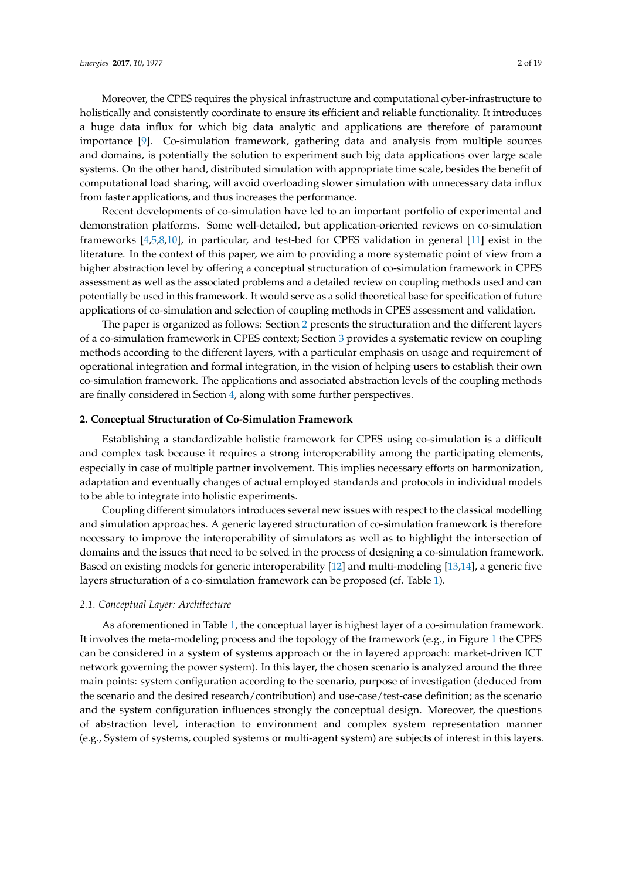Moreover, the CPES requires the physical infrastructure and computational cyber-infrastructure to holistically and consistently coordinate to ensure its efficient and reliable functionality. It introduces a huge data influx for which big data analytic and applications are therefore of paramount importance [9]. Co-simulation framework, gathering data and analysis from multiple sources and domains, is potentially the solution to experiment such big data applications over large scale systems. On the other hand, distributed simulation with appropriate time scale, besides the benefit of computational load sharing, will avoid overloading slower simulation with unnecessary data influx from faster applications, and thus increases the performance.

Recent developments of co-simulation have led to an important portfolio of experimental and demonstration platforms. Some well-detailed, but application-oriented reviews on co-simulation frameworks [4,5,8,10], in particular, and test-bed for CPES validation in general [11] exist in the literature. In the context of this paper, we aim to providing a more systematic point of view from a higher abstraction level by offering a conceptual structuration of co-simulation framework in CPES assessment as well as the associated problems and a detailed review on coupling methods used and can potentially be used in this framework. It would serve as a solid theoretical base for specification of future applications of co-simulation and selection of coupling methods in CPES assessment and validation.

The paper is organized as follows: Section 2 presents the structuration and the different layers of a co-simulation framework in CPES context; Section 3 provides a systematic review on coupling methods according to the different layers, with a particular emphasis on usage and requirement of operational integration and formal integration, in the vision of helping users to establish their own co-simulation framework. The applications and associated abstraction levels of the coupling methods are finally considered in Section 4, along with some further perspectives.

## 2. Conceptual Structuration of Co-Simulation Framework

Establishing a standardizable holistic framework for CPES using co-simulation is a difficult and complex task because it requires a strong interoperability among the participating elements, especially in case of multiple partner involvement. This implies necessary efforts on harmonization, adaptation and eventually changes of actual employed standards and protocols in individual models to be able to integrate into holistic experiments.

Coupling different simulators introduces several new issues with respect to the classical modelling and simulation approaches. A generic layered structuration of co-simulation framework is therefore necessary to improve the interoperability of simulators as well as to highlight the intersection of domains and the issues that need to be solved in the process of designing a co-simulation framework. Based on existing models for generic interoperability [12] and multi-modeling [13,14], a generic five layers structuration of a co-simulation framework can be proposed (cf. Table 1).

### *2.1. Conceptual Layer: Architecture*

As aforementioned in Table 1, the conceptual layer is highest layer of a co-simulation framework. It involves the meta-modeling process and the topology of the framework (e.g., in Figure 1 the CPES can be considered in a system of systems approach or the in layered approach: market-driven ICT network governing the power system). In this layer, the chosen scenario is analyzed around the three main points: system configuration according to the scenario, purpose of investigation (deduced from the scenario and the desired research/contribution) and use-case/test-case definition; as the scenario and the system configuration influences strongly the conceptual design. Moreover, the questions of abstraction level, interaction to environment and complex system representation manner (e.g., System of systems, coupled systems or multi-agent system) are subjects of interest in this layers.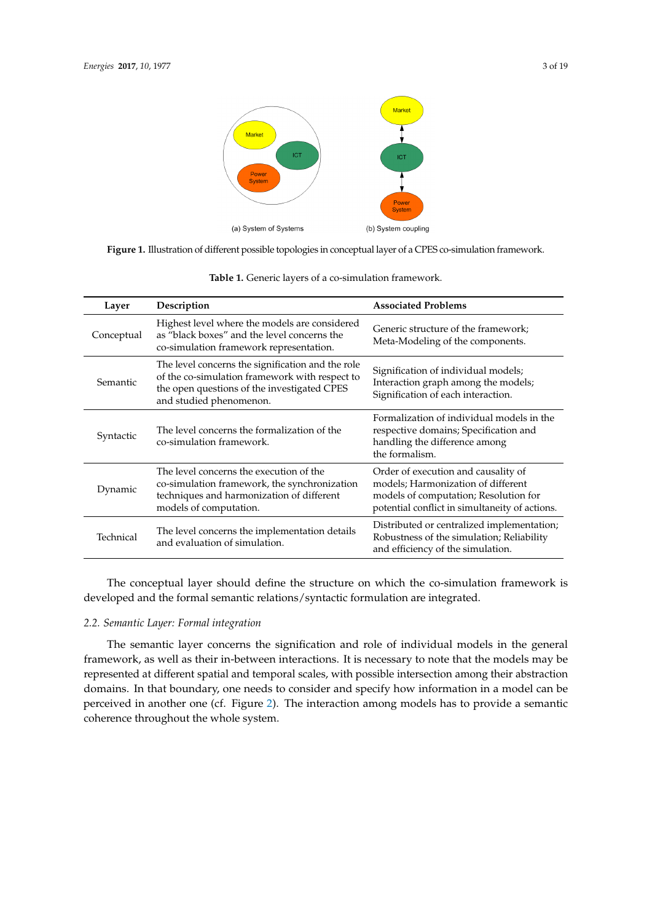**Figure 1.** Illustration of different possible topologies in conceptual layer of a CPES co-simulation framework.

**Table 1.** Generic layers of a co-simulation framework.

| Layer | Description | Associated Problems |
| --- | --- | --- |
| Conceptual | Highest level where the models are considered as "black boxes" and the level concerns the co-simulation framework representation. | Generic structure of the framework; Meta-Modeling of the components. |
| Semantic | The level concerns the signification and the role of the co-simulation framework with respect to the open questions of the investigated CPES and studied phenomenon. | Signification of individual models; Interaction graph among the models; Signification of each interaction. |
| Syntactic | The level concerns the formalization of the co-simulation framework. | Formalization of individual models in the respective domains; Specification and handling the difference among the formalism. |
| Dynamic | The level concerns the execution of the co-simulation framework, the synchronization techniques and harmonization of different models of computation. | Order of execution and causality of models; Harmonization of different models of computation; Resolution for potential conflict in simultaneity of actions. |
| Technical | The level concerns the implementation details and evaluation of simulation. | Distributed or centralized implementation; Robustness of the simulation; Reliability and efficiency of the simulation. |

The conceptual layer should define the structure on which the co-simulation framework is developed and the formal semantic relations/syntactic formulation are integrated.

### 2.2. Semantic Layer: Formal integration

The semantic layer concerns the signification and role of individual models in the general framework, as well as their in-between interactions. It is necessary to note that the models may be represented at different spatial and temporal scales, with possible intersection among their abstraction domains. In that boundary, one needs to consider and specify how information in a model can be perceived in another one (cf. Figure 2). The interaction among models has to provide a semantic coherence throughout the whole system.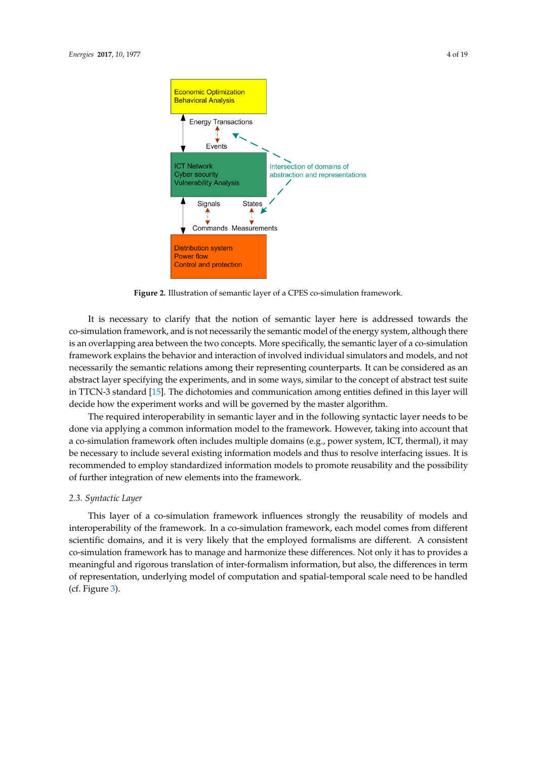**Figure 2.** Illustration of semantic layer of a CPES co-simulation framework.

It is necessary to clarify that the notion of semantic layer here is addressed towards the co-simulation framework, and is not necessarily the semantic model of the energy system, although there is an overlapping area between the two concepts. More specifically, the semantic layer of a co-simulation framework explains the behavior and interaction of involved individual simulators and models, and not necessarily the semantic relations among their representing counterparts. It can be considered as an abstract layer specifying the experiments, and in some ways, similar to the concept of abstract test suite in TTCN-3 standard [15]. The dichotomies and communication among entities defined in this layer will decide how the experiment works and will be governed by the master algorithm.

The required interoperability in semantic layer and in the following syntactic layer needs to be done via applying a common information model to the framework. However, taking into account that a co-simulation framework often includes multiple domains (e.g., power system, ICT, thermal), it may be necessary to include several existing information models and thus to resolve interfacing issues. It is recommended to employ standardized information models to promote reusability and the possibility of further integration of new elements into the framework.

### *2.3. Syntactic Layer*

This layer of a co-simulation framework influences strongly the reusability of models and interoperability of the framework. In a co-simulation framework, each model comes from different scientific domains, and it is very likely that the employed formalisms are different. A consistent co-simulation framework has to manage and harmonize these differences. Not only it has to provides a meaningful and rigorous translation of inter-formalism information, but also, the differences in term of representation, underlying model of computation and spatial-temporal scale need to be handled (cf. Figure 3).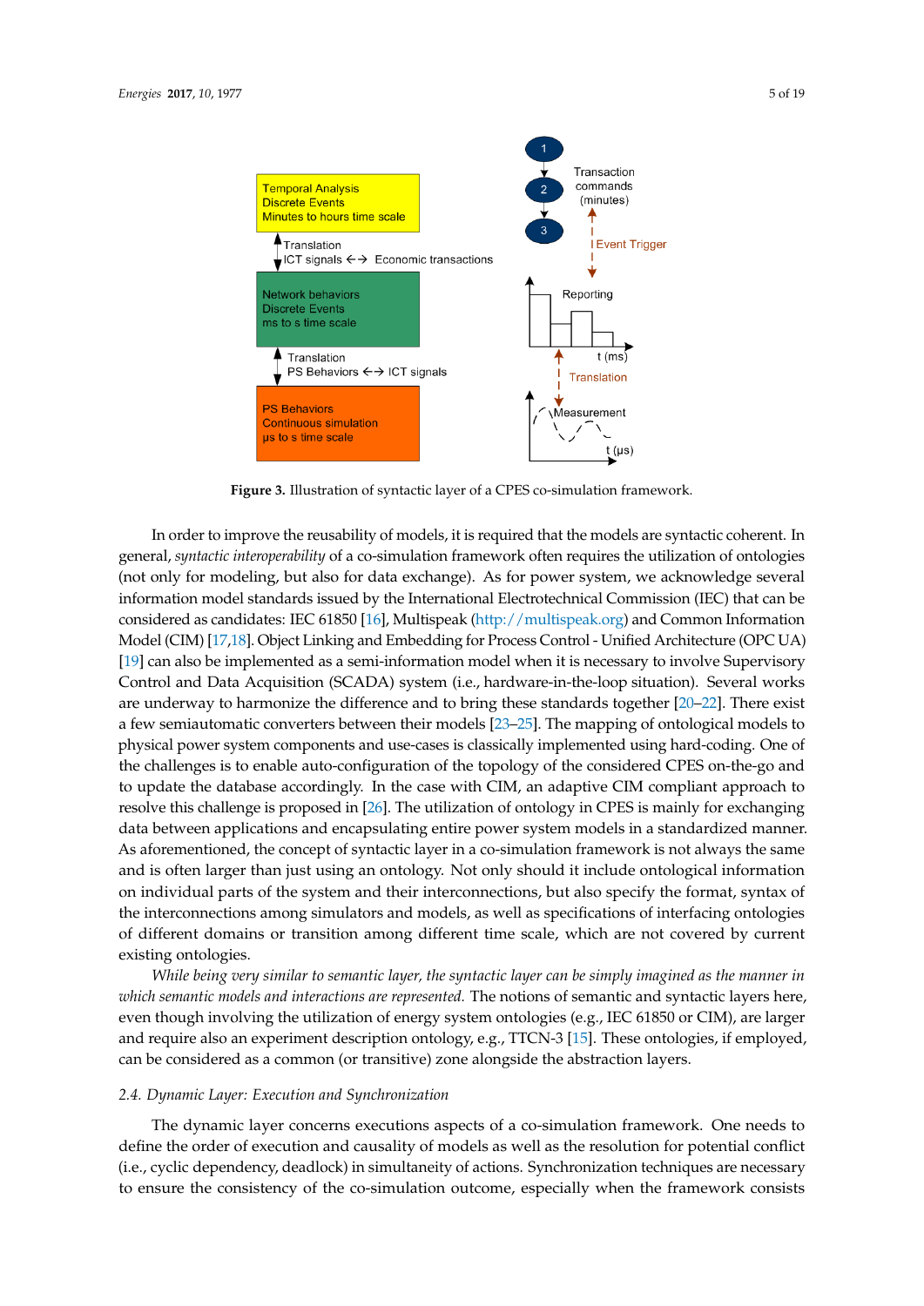**Figure 3.** Illustration of syntactic layer of a CPES co-simulation framework.

In order to improve the reusability of models, it is required that the models are syntactic coherent. In general, *syntactic interoperability* of a co-simulation framework often requires the utilization of ontologies (not only for modeling, but also for data exchange). As for power system, we acknowledge several information model standards issued by the International Electrotechnical Commission (IEC) that can be considered as candidates: IEC 61850 [16], Multispeak (http://multispeak.org) and Common Information Model (CIM) [17,18]. Object Linking and Embedding for Process Control - Unified Architecture (OPC UA) [19] can also be implemented as a semi-information model when it is necessary to involve Supervisory Control and Data Acquisition (SCADA) system (i.e., hardware-in-the-loop situation). Several works are underway to harmonize the difference and to bring these standards together [20–22]. There exist a few semiautomatic converters between their models [23–25]. The mapping of ontological models to physical power system components and use-cases is classically implemented using hard-coding. One of the challenges is to enable auto-configuration of the topology of the considered CPES on-the-go and to update the database accordingly. In the case with CIM, an adaptive CIM compliant approach to resolve this challenge is proposed in [26]. The utilization of ontology in CPES is mainly for exchanging data between applications and encapsulating entire power system models in a standardized manner. As aforementioned, the concept of syntactic layer in a co-simulation framework is not always the same and is often larger than just using an ontology. Not only should it include ontological information on individual parts of the system and their interconnections, but also specify the format, syntax of the interconnections among simulators and models, as well as specifications of interfacing ontologies of different domains or transition among different time scale, which are not covered by current existing ontologies.

*While being very similar to semantic layer, the syntactic layer can be simply imagined as the manner in which semantic models and interactions are represented.* The notions of semantic and syntactic layers here, even though involving the utilization of energy system ontologies (e.g., IEC 61850 or CIM), are larger and require also an experiment description ontology, e.g., TTCN-3 [15]. These ontologies, if employed, can be considered as a common (or transitive) zone alongside the abstraction layers.

### 2.4. Dynamic Layer: Execution and Synchronization

The dynamic layer concerns executions aspects of a co-simulation framework. One needs to define the order of execution and causality of models as well as the resolution for potential conflict (i.e., cyclic dependency, deadlock) in simultaneity of actions. Synchronization techniques are necessary to ensure the consistency of the co-simulation outcome, especially when the framework consists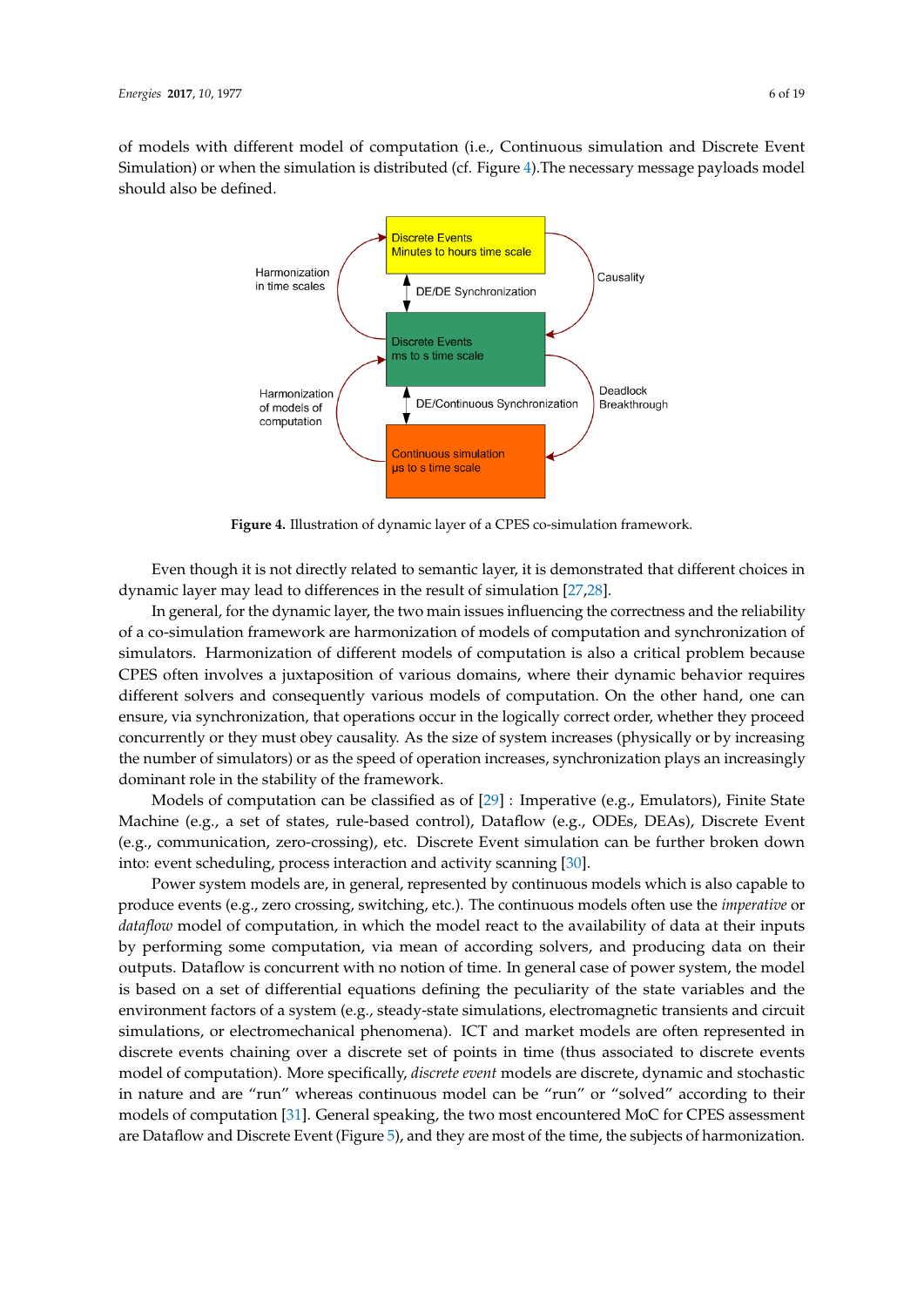of models with different model of computation (i.e., Continuous simulation and Discrete Event Simulation) or when the simulation is distributed (cf. Figure 4).The necessary message payloads model should also be defined.

**Figure 4.** Illustration of dynamic layer of a CPES co-simulation framework.

Even though it is not directly related to semantic layer, it is demonstrated that different choices in dynamic layer may lead to differences in the result of simulation [27,28].

In general, for the dynamic layer, the two main issues influencing the correctness and the reliability of a co-simulation framework are harmonization of models of computation and synchronization of simulators. Harmonization of different models of computation is also a critical problem because CPES often involves a juxtaposition of various domains, where their dynamic behavior requires different solvers and consequently various models of computation. On the other hand, one can ensure, via synchronization, that operations occur in the logically correct order, whether they proceed concurrently or they must obey causality. As the size of system increases (physically or by increasing the number of simulators) or as the speed of operation increases, synchronization plays an increasingly dominant role in the stability of the framework.

Models of computation can be classified as of [29] : Imperative (e.g., Emulators), Finite State Machine (e.g., a set of states, rule-based control), Dataflow (e.g., ODEs, DEAs), Discrete Event (e.g., communication, zero-crossing), etc. Discrete Event simulation can be further broken down into: event scheduling, process interaction and activity scanning [30].

Power system models are, in general, represented by continuous models which is also capable to produce events (e.g., zero crossing, switching, etc.). The continuous models often use the *imperative* or *dataflow* model of computation, in which the model react to the availability of data at their inputs by performing some computation, via mean of according solvers, and producing data on their outputs. Dataflow is concurrent with no notion of time. In general case of power system, the model is based on a set of differential equations defining the peculiarity of the state variables and the environment factors of a system (e.g., steady-state simulations, electromagnetic transients and circuit simulations, or electromechanical phenomena). ICT and market models are often represented in discrete events chaining over a discrete set of points in time (thus associated to discrete events model of computation). More specifically, *discrete event* models are discrete, dynamic and stochastic in nature and are "run" whereas continuous model can be "run" or "solved" according to their models of computation [31]. General speaking, the two most encountered MoC for CPES assessment are Dataflow and Discrete Event (Figure 5), and they are most of the time, the subjects of harmonization.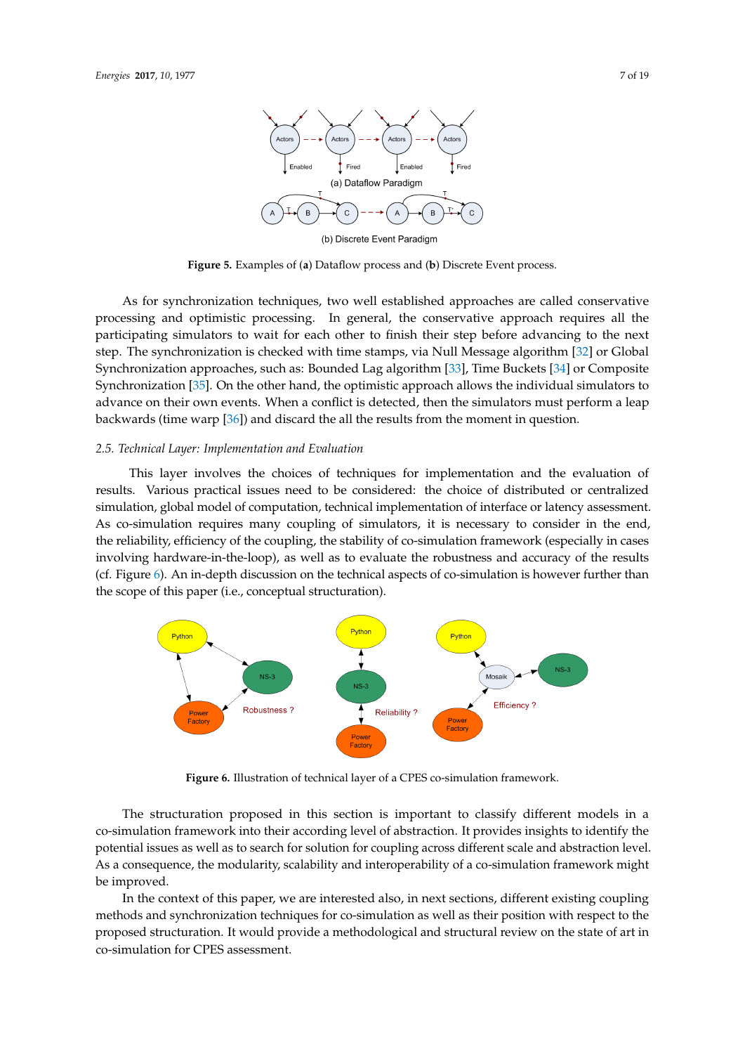**Figure 5.** Examples of (**a**) Dataflow process and (**b**) Discrete Event process.

As for synchronization techniques, two well established approaches are called conservative processing and optimistic processing. In general, the conservative approach requires all the participating simulators to wait for each other to finish their step before advancing to the next step. The synchronization is checked with time stamps, via Null Message algorithm [32] or Global Synchronization approaches, such as: Bounded Lag algorithm [33], Time Buckets [34] or Composite Synchronization [35]. On the other hand, the optimistic approach allows the individual simulators to advance on their own events. When a conflict is detected, then the simulators must perform a leap backwards (time warp [36]) and discard the all the results from the moment in question.

### 2.5. Technical Layer: Implementation and Evaluation

This layer involves the choices of techniques for implementation and the evaluation of results. Various practical issues need to be considered: the choice of distributed or centralized simulation, global model of computation, technical implementation of interface or latency assessment. As co-simulation requires many coupling of simulators, it is necessary to consider in the end, the reliability, efficiency of the coupling, the stability of co-simulation framework (especially in cases involving hardware-in-the-loop), as well as to evaluate the robustness and accuracy of the results (cf. Figure 6). An in-depth discussion on the technical aspects of co-simulation is however further than the scope of this paper (i.e., conceptual structuration).

**Figure 6.** Illustration of technical layer of a CPES co-simulation framework.

The structuration proposed in this section is important to classify different models in a co-simulation framework into their according level of abstraction. It provides insights to identify the potential issues as well as to search for solution for coupling across different scale and abstraction level. As a consequence, the modularity, scalability and interoperability of a co-simulation framework might be improved.

In the context of this paper, we are interested also, in next sections, different existing coupling methods and synchronization techniques for co-simulation as well as their position with respect to the proposed structuration. It would provide a methodological and structural review on the state of art in co-simulation for CPES assessment.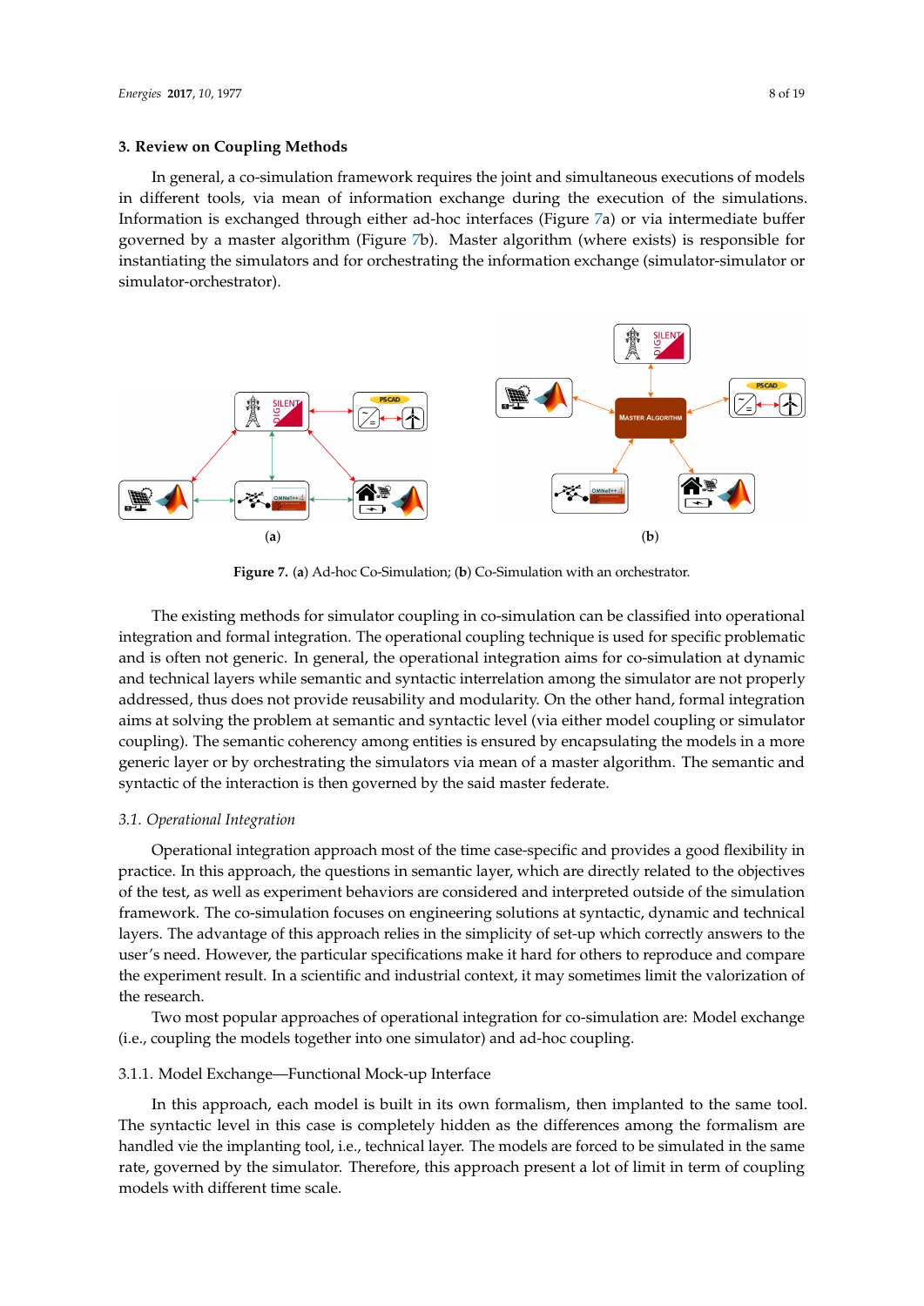## 3. Review on Coupling Methods

In general, a co-simulation framework requires the joint and simultaneous executions of models in different tools, via mean of information exchange during the execution of the simulations. Information is exchanged through either ad-hoc interfaces (Figure 7a) or via intermediate buffer governed by a master algorithm (Figure 7b). Master algorithm (where exists) is responsible for instantiating the simulators and for orchestrating the information exchange (simulator-simulator or simulator-orchestrator).

**Figure 7.** (**a**) Ad-hoc Co-Simulation; (**b**) Co-Simulation with an orchestrator.

The existing methods for simulator coupling in co-simulation can be classified into operational integration and formal integration. The operational coupling technique is used for specific problematic and is often not generic. In general, the operational integration aims for co-simulation at dynamic and technical layers while semantic and syntactic interrelation among the simulator are not properly addressed, thus does not provide reusability and modularity. On the other hand, formal integration aims at solving the problem at semantic and syntactic level (via either model coupling or simulator coupling). The semantic coherency among entities is ensured by encapsulating the models in a more generic layer or by orchestrating the simulators via mean of a master algorithm. The semantic and syntactic of the interaction is then governed by the said master federate.

### 3.1. Operational Integration

Operational integration approach most of the time case-specific and provides a good flexibility in practice. In this approach, the questions in semantic layer, which are directly related to the objectives of the test, as well as experiment behaviors are considered and interpreted outside of the simulation framework. The co-simulation focuses on engineering solutions at syntactic, dynamic and technical layers. The advantage of this approach relies in the simplicity of set-up which correctly answers to the user's need. However, the particular specifications make it hard for others to reproduce and compare the experiment result. In a scientific and industrial context, it may sometimes limit the valorization of the research.

Two most popular approaches of operational integration for co-simulation are: Model exchange (i.e., coupling the models together into one simulator) and ad-hoc coupling.

#### 3.1.1. Model Exchange—Functional Mock-up Interface

In this approach, each model is built in its own formalism, then implanted to the same tool. The syntactic level in this case is completely hidden as the differences among the formalism are handled vie the implanting tool, i.e., technical layer. The models are forced to be simulated in the same rate, governed by the simulator. Therefore, this approach present a lot of limit in term of coupling models with different time scale.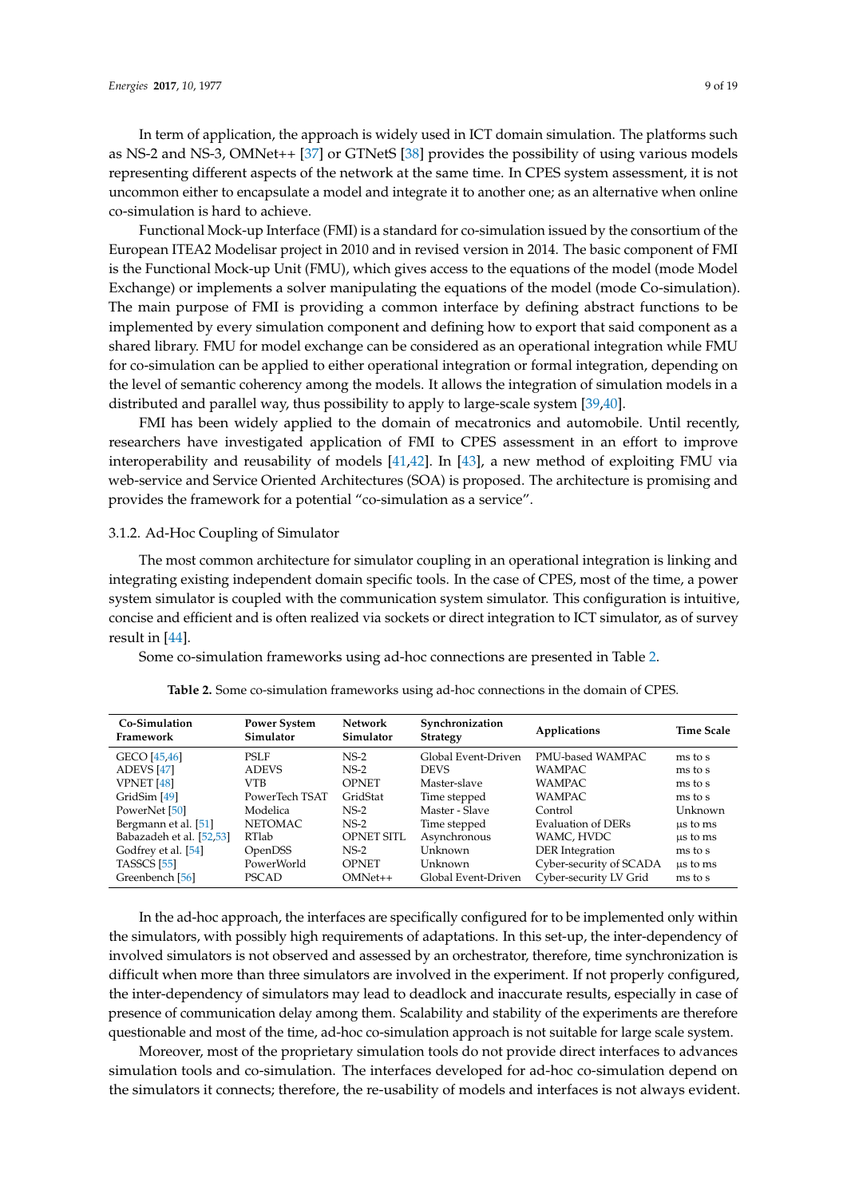In term of application, the approach is widely used in ICT domain simulation. The platforms such as NS-2 and NS-3, OMNet++ [37] or GTNetS [38] provides the possibility of using various models representing different aspects of the network at the same time. In CPES system assessment, it is not uncommon either to encapsulate a model and integrate it to another one; as an alternative when online co-simulation is hard to achieve.

Functional Mock-up Interface (FMI) is a standard for co-simulation issued by the consortium of the European ITEA2 Modelisar project in 2010 and in revised version in 2014. The basic component of FMI is the Functional Mock-up Unit (FMU), which gives access to the equations of the model (mode Model Exchange) or implements a solver manipulating the equations of the model (mode Co-simulation). The main purpose of FMI is providing a common interface by defining abstract functions to be implemented by every simulation component and defining how to export that said component as a shared library. FMU for model exchange can be considered as an operational integration while FMU for co-simulation can be applied to either operational integration or formal integration, depending on the level of semantic coherency among the models. It allows the integration of simulation models in a distributed and parallel way, thus possibility to apply to large-scale system [39,40].

FMI has been widely applied to the domain of mecatronics and automobile. Until recently, researchers have investigated application of FMI to CPES assessment in an effort to improve interoperability and reusability of models [41,42]. In [43], a new method of exploiting FMU via web-service and Service Oriented Architectures (SOA) is proposed. The architecture is promising and provides the framework for a potential "co-simulation as a service".

#### 3.1.2. Ad-Hoc Coupling of Simulator

The most common architecture for simulator coupling in an operational integration is linking and integrating existing independent domain specific tools. In the case of CPES, most of the time, a power system simulator is coupled with the communication system simulator. This configuration is intuitive, concise and efficient and is often realized via sockets or direct integration to ICT simulator, as of survey result in [44].

Some co-simulation frameworks using ad-hoc connections are presented in Table 2.

**Table 2.** Some co-simulation frameworks using ad-hoc connections in the domain of CPES.

| Co-Simulation Framework | Power System Simulator | Network Simulator | Synchronization Strategy | Applications | Time Scale |
|---|---|---|---|---|---|
| GECO [45,46] | PSLF | NS-2 | Global Event-Driven | PMU-based WAMPAC | ms to s |
| ADEVS [47] | ADEVS | NS-2 | DEVS | WAMPAC | ms to s |
| VPNET [48] | VTB | OPNET | Master-slave | WAMPAC | ms to s |
| GridSim [49] | PowerTech TSAT | GridStat | Time stepped | WAMPAC | ms to s |
| PowerNet [50] | Modelica | NS-2 | Master - Slave | Control | Unknown |
| Bergmann et al. [51] | NETOMAC | NS-2 | Time stepped | Evaluation of DERs | µs to ms |
| Babazadeh et al. [52,53] | RTlab | OPNET SITL | Asynchronous | WAMC, HVDC | µs to ms |
| Godfrey et al. [54] | OpenDSS | NS-2 | Unknown | DER Integration | ms to s |
| TASSCS [55] | PowerWorld | OPNET | Unknown | Cyber-security of SCADA | µs to ms |
| Greenbench [56] | PSCAD | OMNet++ | Global Event-Driven | Cyber-security LV Grid | ms to s |

In the ad-hoc approach, the interfaces are specifically configured for to be implemented only within the simulators, with possibly high requirements of adaptations. In this set-up, the inter-dependency of involved simulators is not observed and assessed by an orchestrator, therefore, time synchronization is difficult when more than three simulators are involved in the experiment. If not properly configured, the inter-dependency of simulators may lead to deadlock and inaccurate results, especially in case of presence of communication delay among them. Scalability and stability of the experiments are therefore questionable and most of the time, ad-hoc co-simulation approach is not suitable for large scale system.

Moreover, most of the proprietary simulation tools do not provide direct interfaces to advances simulation tools and co-simulation. The interfaces developed for ad-hoc co-simulation depend on the simulators it connects; therefore, the re-usability of models and interfaces is not always evident.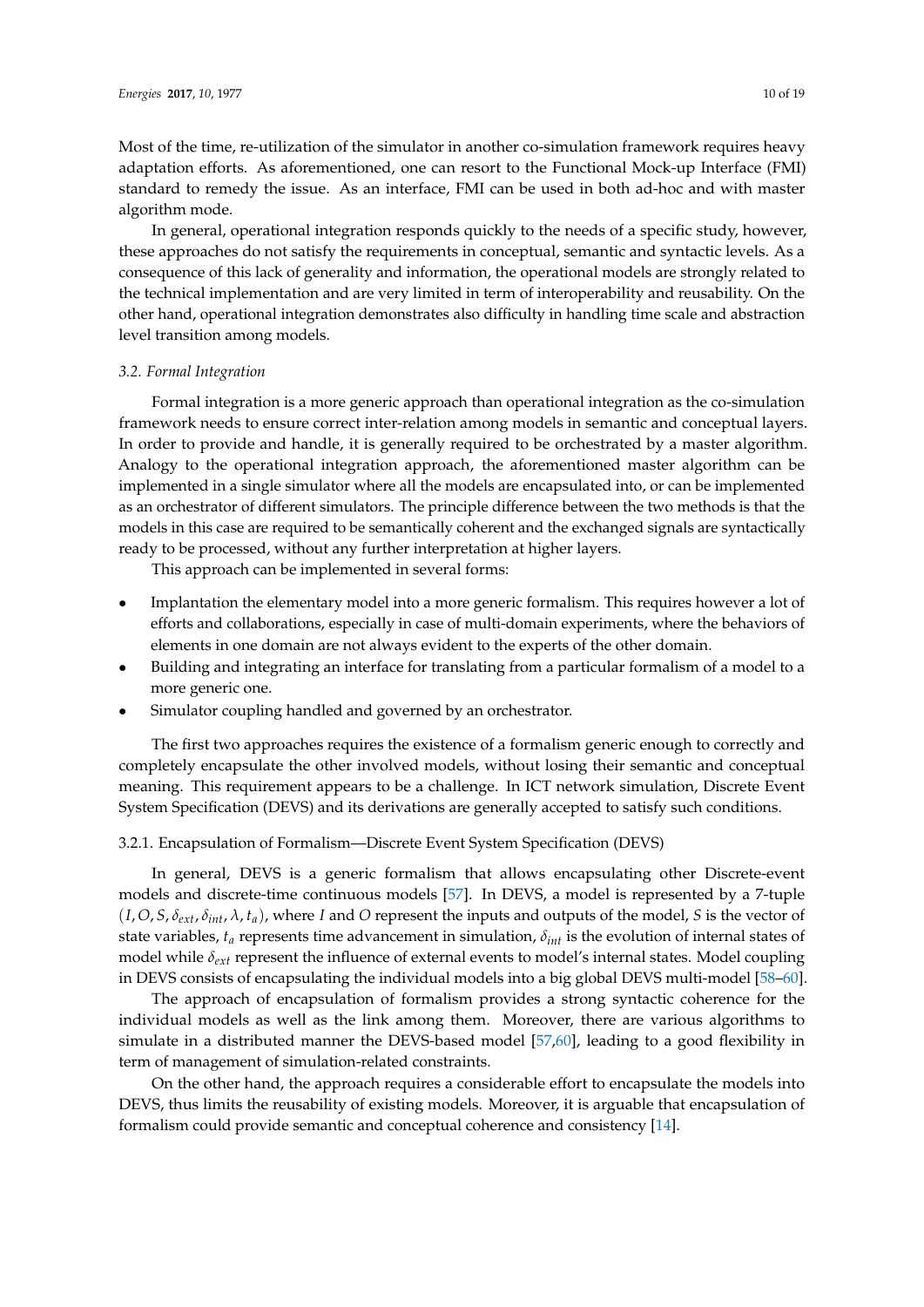Most of the time, re-utilization of the simulator in another co-simulation framework requires heavy adaptation efforts. As aforementioned, one can resort to the Functional Mock-up Interface (FMI) standard to remedy the issue. As an interface, FMI can be used in both ad-hoc and with master algorithm mode.

In general, operational integration responds quickly to the needs of a specific study, however, these approaches do not satisfy the requirements in conceptual, semantic and syntactic levels. As a consequence of this lack of generality and information, the operational models are strongly related to the technical implementation and are very limited in term of interoperability and reusability. On the other hand, operational integration demonstrates also difficulty in handling time scale and abstraction level transition among models.

### 3.2. Formal Integration

Formal integration is a more generic approach than operational integration as the co-simulation framework needs to ensure correct inter-relation among models in semantic and conceptual layers. In order to provide and handle, it is generally required to be orchestrated by a master algorithm. Analogy to the operational integration approach, the aforementioned master algorithm can be implemented in a single simulator where all the models are encapsulated into, or can be implemented as an orchestrator of different simulators. The principle difference between the two methods is that the models in this case are required to be semantically coherent and the exchanged signals are syntactically ready to be processed, without any further interpretation at higher layers.

This approach can be implemented in several forms:

- Implantation the elementary model into a more generic formalism. This requires however a lot of efforts and collaborations, especially in case of multi-domain experiments, where the behaviors of elements in one domain are not always evident to the experts of the other domain.
- Building and integrating an interface for translating from a particular formalism of a model to a more generic one.
- Simulator coupling handled and governed by an orchestrator.

The first two approaches requires the existence of a formalism generic enough to correctly and completely encapsulate the other involved models, without losing their semantic and conceptual meaning. This requirement appears to be a challenge. In ICT network simulation, Discrete Event System Specification (DEVS) and its derivations are generally accepted to satisfy such conditions.

#### 3.2.1. Encapsulation of Formalism—Discrete Event System Specification (DEVS)

In general, DEVS is a generic formalism that allows encapsulating other Discrete-event models and discrete-time continuous models [57]. In DEVS, a model is represented by a 7-tuple $(I, O, S, \delta_{ext}, \delta_{int}, \lambda, t_a)$, where $I$ and $O$ represent the inputs and outputs of the model, $S$ is the vector of state variables, $t_a$ represents time advancement in simulation, $\delta_{int}$ is the evolution of internal states of model while $\delta_{ext}$ represent the influence of external events to model's internal states. Model coupling in DEVS consists of encapsulating the individual models into a big global DEVS multi-model [58–60].

The approach of encapsulation of formalism provides a strong syntactic coherence for the individual models as well as the link among them. Moreover, there are various algorithms to simulate in a distributed manner the DEVS-based model [57,60], leading to a good flexibility in term of management of simulation-related constraints.

On the other hand, the approach requires a considerable effort to encapsulate the models into DEVS, thus limits the reusability of existing models. Moreover, it is arguable that encapsulation of formalism could provide semantic and conceptual coherence and consistency [14].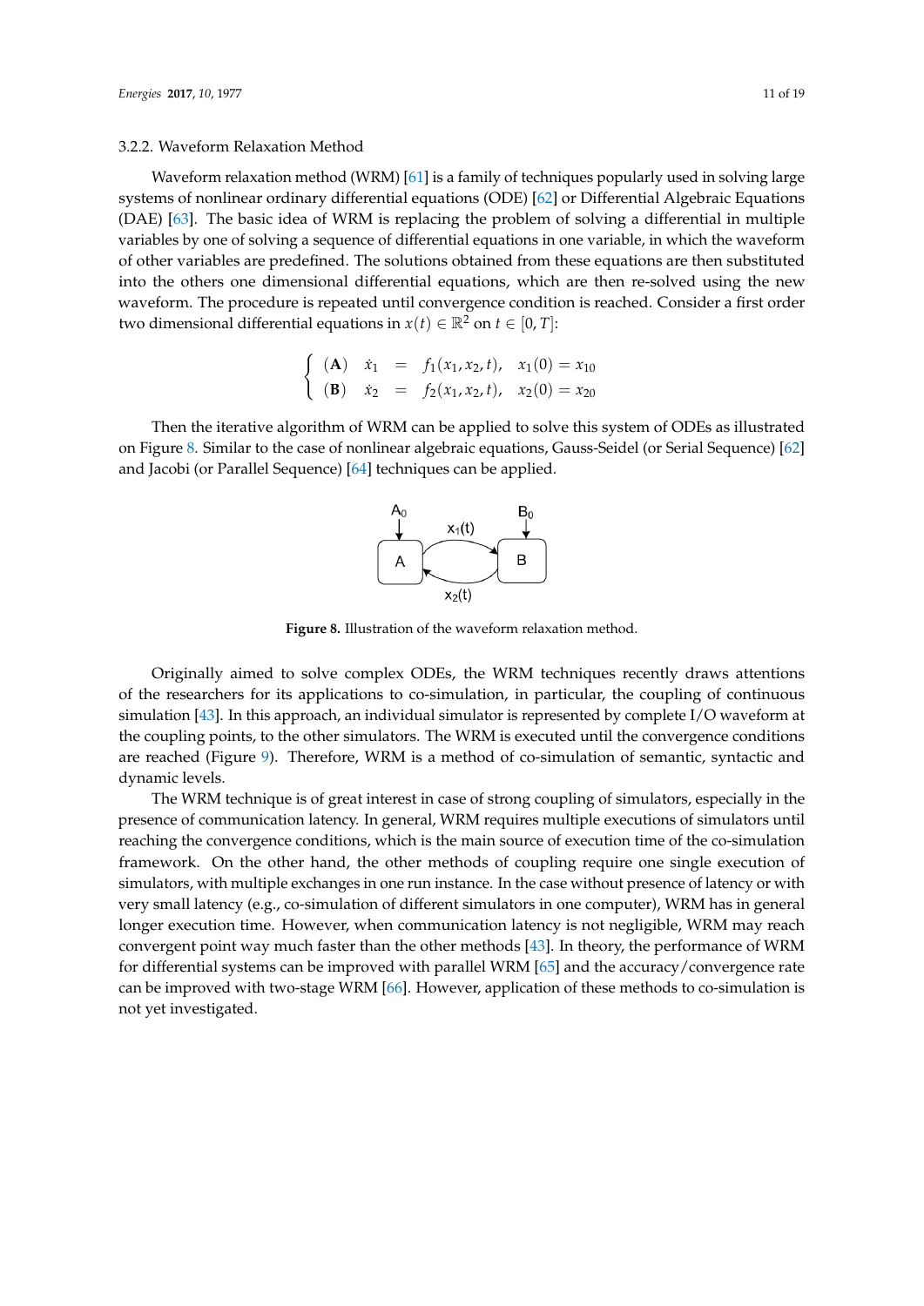### 3.2.2. Waveform Relaxation Method

Waveform relaxation method (WRM) [61] is a family of techniques popularly used in solving large systems of nonlinear ordinary differential equations (ODE) [62] or Differential Algebraic Equations (DAE) [63]. The basic idea of WRM is replacing the problem of solving a differential in multiple variables by one of solving a sequence of differential equations in one variable, in which the waveform of other variables are predefined. The solutions obtained from these equations are then substituted into the others one dimensional differential equations, which are then re-solved using the new waveform. The procedure is repeated until convergence condition is reached. Consider a first order two dimensional differential equations in $x(t) \in \mathbb{R}^2$ on $t \in [0, T]$:

$$
\begin{cases}
(\mathbf{A}) \quad \dot{x}_1 = f_1(x_1, x_2, t), \quad x_1(0) = x_{10} \\
(\mathbf{B}) \quad \dot{x}_2 = f_2(x_1, x_2, t), \quad x_2(0) = x_{20}
\end{cases}
$$

Then the iterative algorithm of WRM can be applied to solve this system of ODEs as illustrated on Figure 8. Similar to the case of nonlinear algebraic equations, Gauss-Seidel (or Serial Sequence) [62] and Jacobi (or Parallel Sequence) [64] techniques can be applied.

**Figure 8.** Illustration of the waveform relaxation method.

Originally aimed to solve complex ODEs, the WRM techniques recently draws attentions of the researchers for its applications to co-simulation, in particular, the coupling of continuous simulation [43]. In this approach, an individual simulator is represented by complete I/O waveform at the coupling points, to the other simulators. The WRM is executed until the convergence conditions are reached (Figure 9). Therefore, WRM is a method of co-simulation of semantic, syntactic and dynamic levels.

The WRM technique is of great interest in case of strong coupling of simulators, especially in the presence of communication latency. In general, WRM requires multiple executions of simulators until reaching the convergence conditions, which is the main source of execution time of the co-simulation framework. On the other hand, the other methods of coupling require one single execution of simulators, with multiple exchanges in one run instance. In the case without presence of latency or with very small latency (e.g., co-simulation of different simulators in one computer), WRM has in general longer execution time. However, when communication latency is not negligible, WRM may reach convergent point way much faster than the other methods [43]. In theory, the performance of WRM for differential systems can be improved with parallel WRM [65] and the accuracy/convergence rate can be improved with two-stage WRM [66]. However, application of these methods to co-simulation is not yet investigated.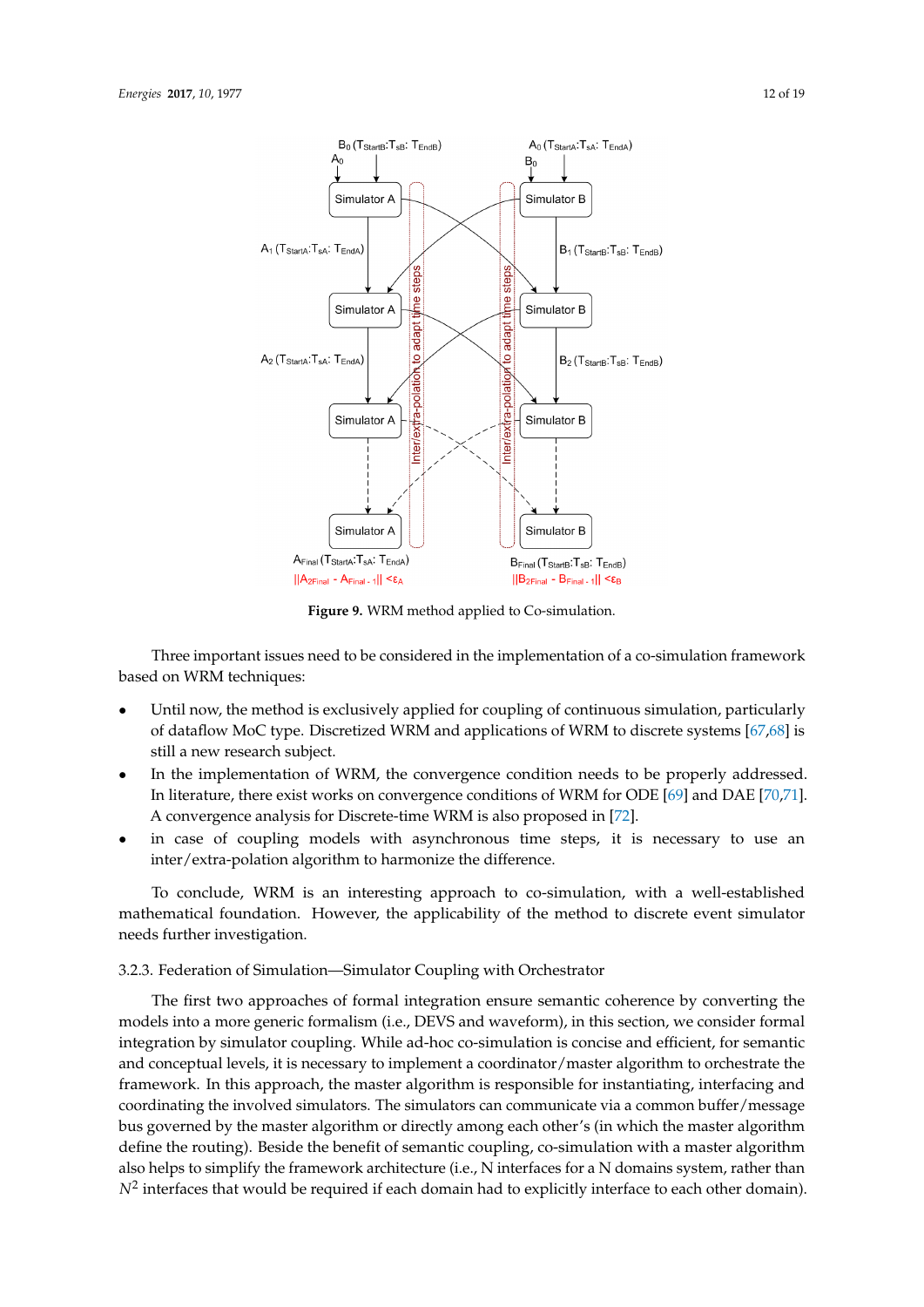**Figure 9.** WRM method applied to Co-simulation.

Three important issues need to be considered in the implementation of a co-simulation framework based on WRM techniques:

- Until now, the method is exclusively applied for coupling of continuous simulation, particularly of dataflow MoC type. Discretized WRM and applications of WRM to discrete systems [67,68] is still a new research subject.
- In the implementation of WRM, the convergence condition needs to be properly addressed. In literature, there exist works on convergence conditions of WRM for ODE [69] and DAE [70,71]. A convergence analysis for Discrete-time WRM is also proposed in [72].
- in case of coupling models with asynchronous time steps, it is necessary to use an inter/extra-polation algorithm to harmonize the difference.

To conclude, WRM is an interesting approach to co-simulation, with a well-established mathematical foundation. However, the applicability of the method to discrete event simulator needs further investigation.

### 3.2.3. Federation of Simulation—Simulator Coupling with Orchestrator

The first two approaches of formal integration ensure semantic coherence by converting the models into a more generic formalism (i.e., DEVS and waveform), in this section, we consider formal integration by simulator coupling. While ad-hoc co-simulation is concise and efficient, for semantic and conceptual levels, it is necessary to implement a coordinator/master algorithm to orchestrate the framework. In this approach, the master algorithm is responsible for instantiating, interfacing and coordinating the involved simulators. The simulators can communicate via a common buffer/message bus governed by the master algorithm or directly among each other's (in which the master algorithm define the routing). Beside the benefit of semantic coupling, co-simulation with a master algorithm also helps to simplify the framework architecture (i.e., N interfaces for a N domains system, rather than $N^2$ interfaces that would be required if each domain had to explicitly interface to each other domain).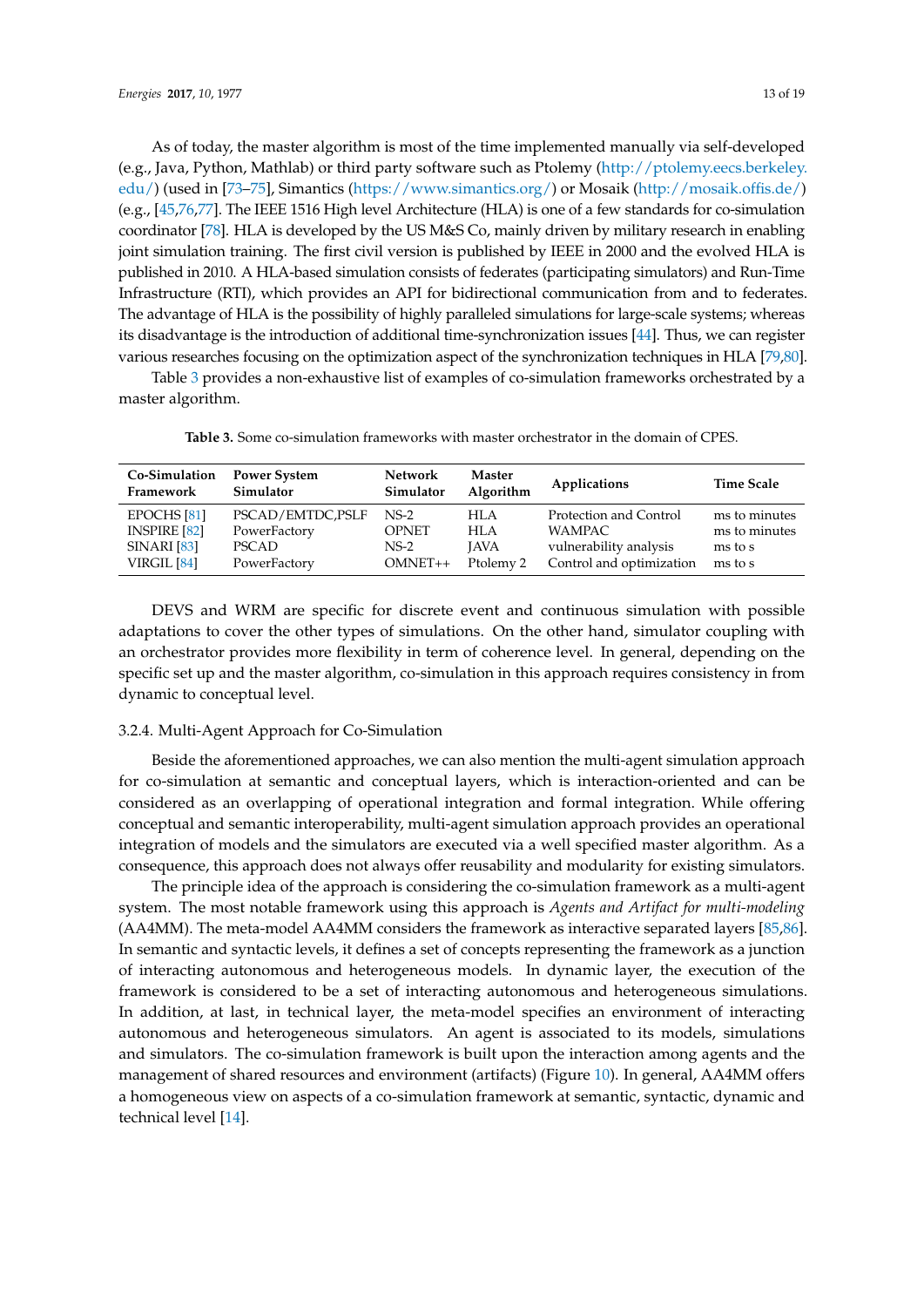As of today, the master algorithm is most of the time implemented manually via self-developed (e.g., Java, Python, Mathlab) or third party software such as Ptolemy (http://ptolemy.eecs.berkeley.edu/) (used in [73–75], Simantics (https://www.simantics.org/) or Mosaik (http://mosaik.offis.de/) (e.g., [45,76,77]. The IEEE 1516 High level Architecture (HLA) is one of a few standards for co-simulation coordinator [78]. HLA is developed by the US M&S Co, mainly driven by military research in enabling joint simulation training. The first civil version is published by IEEE in 2000 and the evolved HLA is published in 2010. A HLA-based simulation consists of federates (participating simulators) and Run-Time Infrastructure (RTI), which provides an API for bidirectional communication from and to federates. The advantage of HLA is the possibility of highly paralleled simulations for large-scale systems; whereas its disadvantage is the introduction of additional time-synchronization issues [44]. Thus, we can register various researches focusing on the optimization aspect of the synchronization techniques in HLA [79,80].

Table 3 provides a non-exhaustive list of examples of co-simulation frameworks orchestrated by a master algorithm.

**Table 3.** Some co-simulation frameworks with master orchestrator in the domain of CPES.

| Co-Simulation Framework | Power System Simulator | Network Simulator | Master Algorithm | Applications | Time Scale |
|---|---|---|---|---|---|
| EPOCHS [81] | PSCAD/EMTDC,PSLF | NS-2 | HLA | Protection and Control | ms to minutes |
| INSPIRE [82] | PowerFactory | OPNET | HLA | WAMPAC | ms to minutes |
| SINARI [83] | PSCAD | NS-2 | JAVA | vulnerability analysis | ms to s |
| VIRGIL [84] | PowerFactory | OMNET++ | Ptolemy 2 | Control and optimization | ms to s |

DEVS and WRM are specific for discrete event and continuous simulation with possible adaptations to cover the other types of simulations. On the other hand, simulator coupling with an orchestrator provides more flexibility in term of coherence level. In general, depending on the specific set up and the master algorithm, co-simulation in this approach requires consistency in from dynamic to conceptual level.

### 3.2.4. Multi-Agent Approach for Co-Simulation

Beside the aforementioned approaches, we can also mention the multi-agent simulation approach for co-simulation at semantic and conceptual layers, which is interaction-oriented and can be considered as an overlapping of operational integration and formal integration. While offering conceptual and semantic interoperability, multi-agent simulation approach provides an operational integration of models and the simulators are executed via a well specified master algorithm. As a consequence, this approach does not always offer reusability and modularity for existing simulators.

The principle idea of the approach is considering the co-simulation framework as a multi-agent system. The most notable framework using this approach is *Agents and Artifact for multi-modeling* (AA4MM). The meta-model AA4MM considers the framework as interactive separated layers [85,86]. In semantic and syntactic levels, it defines a set of concepts representing the framework as a junction of interacting autonomous and heterogeneous models. In dynamic layer, the execution of the framework is considered to be a set of interacting autonomous and heterogeneous simulations. In addition, at last, in technical layer, the meta-model specifies an environment of interacting autonomous and heterogeneous simulators. An agent is associated to its models, simulations and simulators. The co-simulation framework is built upon the interaction among agents and the management of shared resources and environment (artifacts) (Figure 10). In general, AA4MM offers a homogeneous view on aspects of a co-simulation framework at semantic, syntactic, dynamic and technical level [14].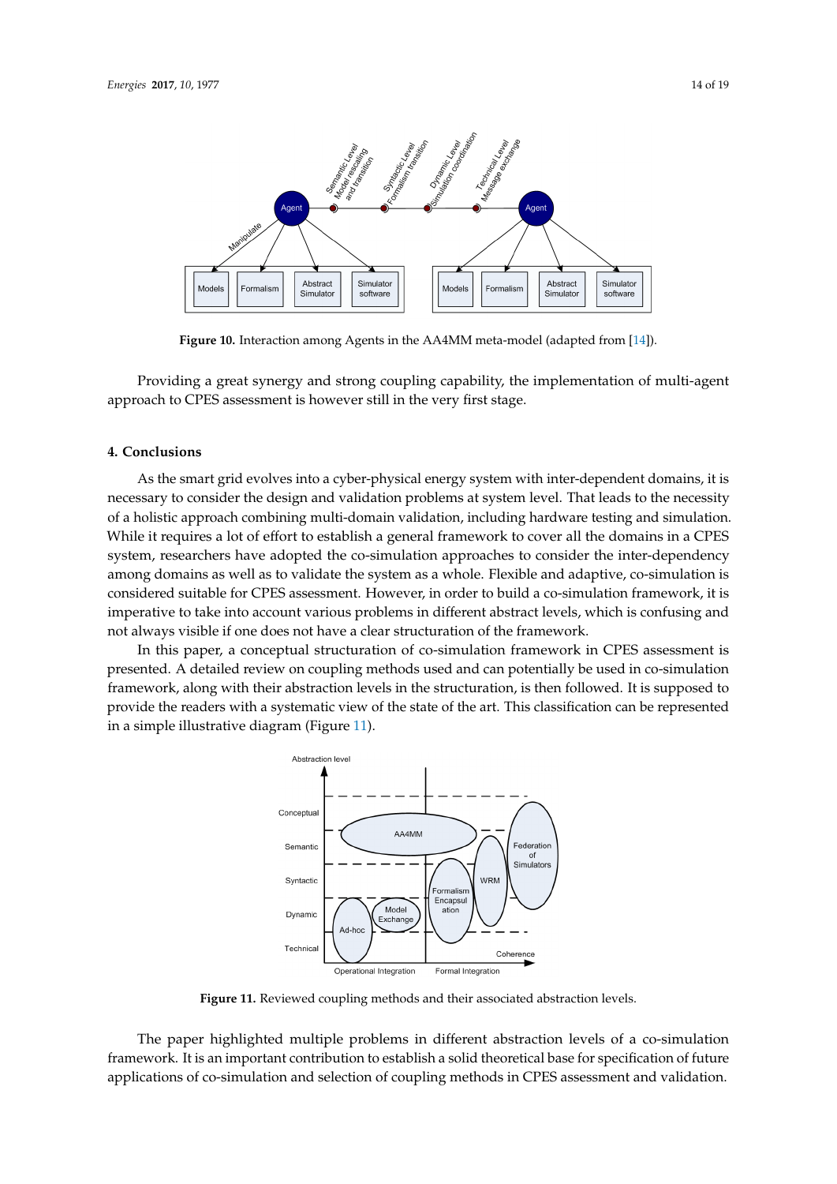Figure 10. Interaction among Agents in the AA4MM meta-model (adapted from [14]).

Providing a great synergy and strong coupling capability, the implementation of multi-agent approach to CPES assessment is however still in the very first stage.

## 4. Conclusions

As the smart grid evolves into a cyber-physical energy system with inter-dependent domains, it is necessary to consider the design and validation problems at system level. That leads to the necessity of a holistic approach combining multi-domain validation, including hardware testing and simulation. While it requires a lot of effort to establish a general framework to cover all the domains in a CPES system, researchers have adopted the co-simulation approaches to consider the inter-dependency among domains as well as to validate the system as a whole. Flexible and adaptive, co-simulation is considered suitable for CPES assessment. However, in order to build a co-simulation framework, it is imperative to take into account various problems in different abstract levels, which is confusing and not always visible if one does not have a clear structuration of the framework.

In this paper, a conceptual structuration of co-simulation framework in CPES assessment is presented. A detailed review on coupling methods used and can potentially be used in co-simulation framework, along with their abstraction levels in the structuration, is then followed. It is supposed to provide the readers with a systematic view of the state of the art. This classification can be represented in a simple illustrative diagram (Figure 11).

Figure 11. Reviewed coupling methods and their associated abstraction levels.

The paper highlighted multiple problems in different abstraction levels of a co-simulation framework. It is an important contribution to establish a solid theoretical base for specification of future applications of co-simulation and selection of coupling methods in CPES assessment and validation.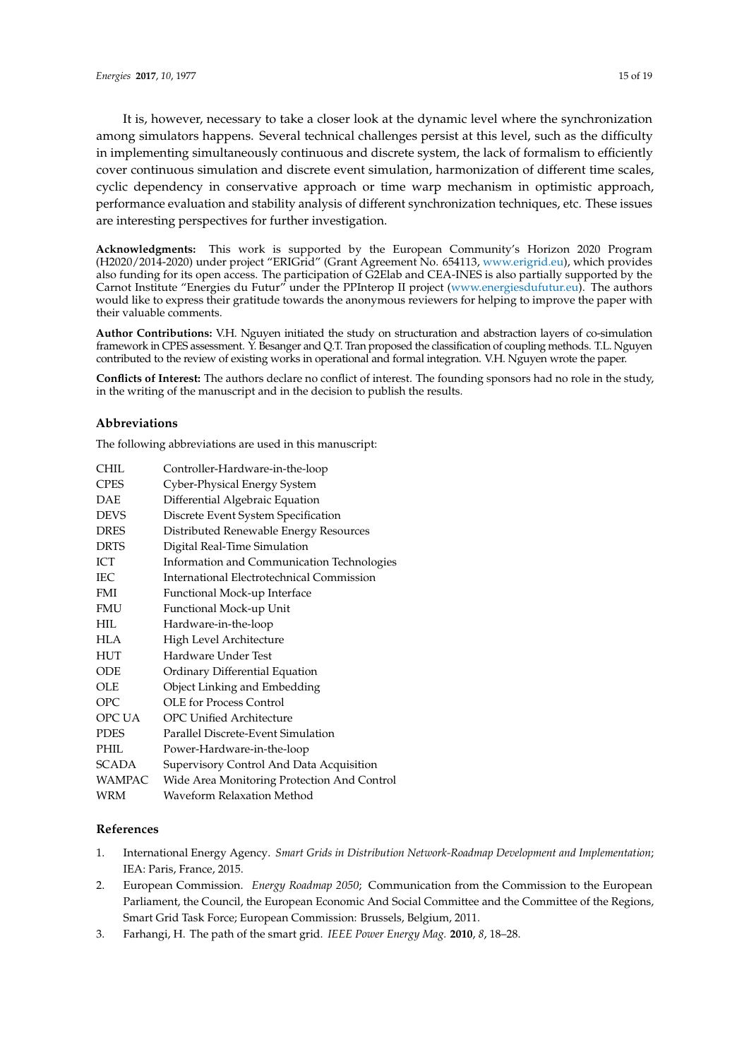It is, however, necessary to take a closer look at the dynamic level where the synchronization among simulators happens. Several technical challenges persist at this level, such as the difficulty in implementing simultaneously continuous and discrete system, the lack of formalism to efficiently cover continuous simulation and discrete event simulation, harmonization of different time scales, cyclic dependency in conservative approach or time warp mechanism in optimistic approach, performance evaluation and stability analysis of different synchronization techniques, etc. These issues are interesting perspectives for further investigation.

**Acknowledgments:** This work is supported by the European Community's Horizon 2020 Program (H2020/2014-2020) under project "ERIGrid" (Grant Agreement No. 654113, www.erigrid.eu), which provides also funding for its open access. The participation of G2Elab and CEA-INES is also partially supported by the Carnot Institute "Energies du Futur" under the PPInterop II project (www.energiesdufutur.eu). The authors would like to express their gratitude towards the anonymous reviewers for helping to improve the paper with their valuable comments.

**Author Contributions:** V.H. Nguyen initiated the study on structuration and abstraction layers of co-simulation framework in CPES assessment. Y. Besanger and Q.T. Tran proposed the classification of coupling methods. T.L. Nguyen contributed to the review of existing works in operational and formal integration. V.H. Nguyen wrote the paper.

**Conflicts of Interest:** The authors declare no conflict of interest. The founding sponsors had no role in the study, in the writing of the manuscript and in the decision to publish the results.

## Abbreviations

The following abbreviations are used in this manuscript:

| | |
|---|---|
| CHIL | Controller-Hardware-in-the-loop |
| CPES | Cyber-Physical Energy System |
| DAE | Differential Algebraic Equation |
| DEVS | Discrete Event System Specification |
| DRES | Distributed Renewable Energy Resources |
| DRTS | Digital Real-Time Simulation |
| ICT | Information and Communication Technologies |
| IEC | International Electrotechnical Commission |
| FMI | Functional Mock-up Interface |
| FMU | Functional Mock-up Unit |
| HIL | Hardware-in-the-loop |
| HLA | High Level Architecture |
| HUT | Hardware Under Test |
| ODE | Ordinary Differential Equation |
| OLE | Object Linking and Embedding |
| OPC | OLE for Process Control |
| OPC UA | OPC Unified Architecture |
| PDES | Parallel Discrete-Event Simulation |
| PHIL | Power-Hardware-in-the-loop |
| SCADA | Supervisory Control And Data Acquisition |
| WAMPAC | Wide Area Monitoring Protection And Control |
| WRM | Waveform Relaxation Method |

## References

1. International Energy Agency. *Smart Grids in Distribution Network-Roadmap Development and Implementation*; IEA: Paris, France, 2015.
2. European Commission. *Energy Roadmap 2050*; Communication from the Commission to the European Parliament, the Council, the European Economic And Social Committee and the Committee of the Regions, Smart Grid Task Force; European Commission: Brussels, Belgium, 2011.
3. Farhangi, H. The path of the smart grid. *IEEE Power Energy Mag.* **2010**, *8*, 18–28.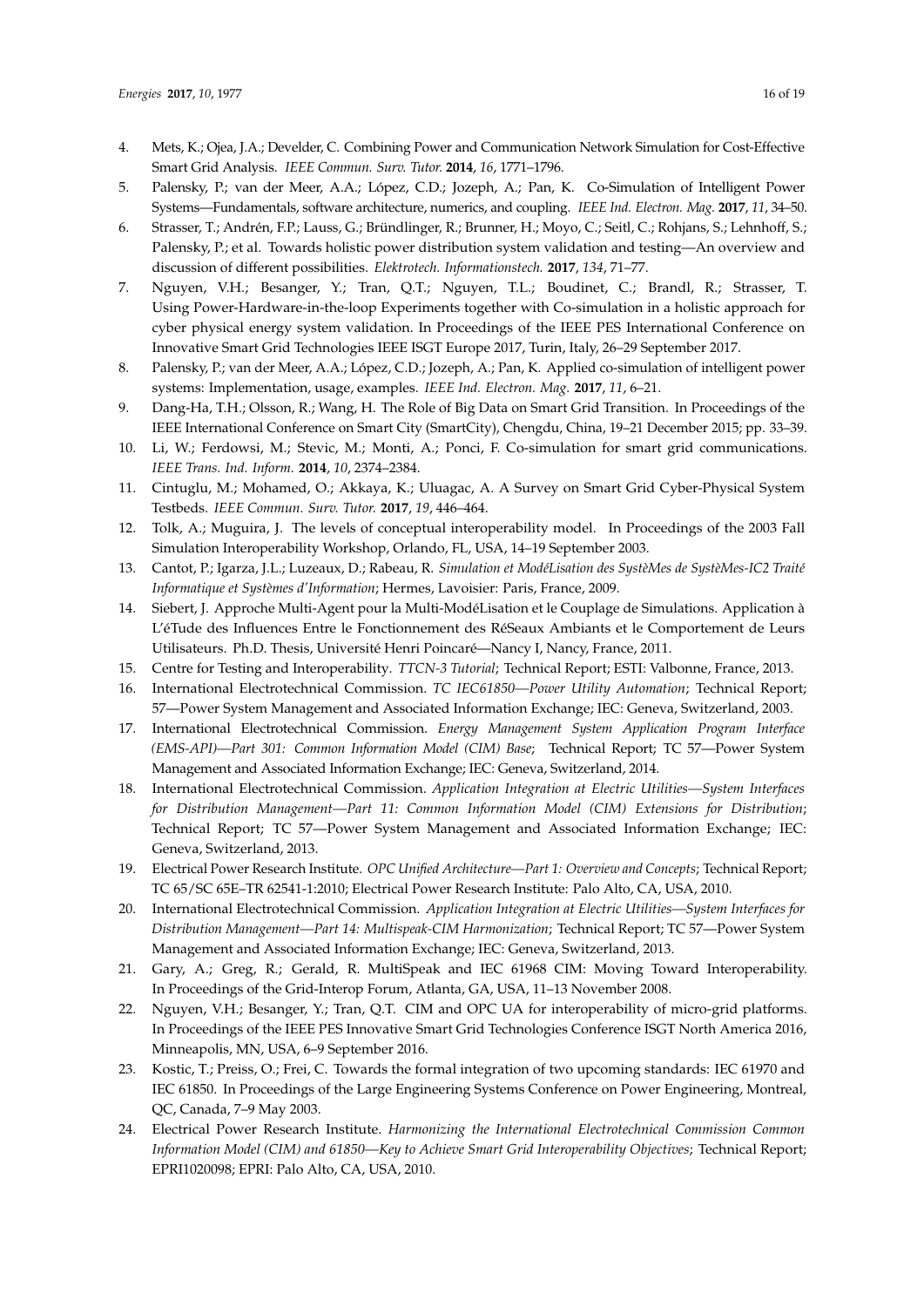4. Mets, K.; Ojea, J.A.; Develder, C. Combining Power and Communication Network Simulation for Cost-Effective Smart Grid Analysis. *IEEE Commun. Surv. Tutor.* **2014**, *16*, 1771–1796.
5. Palensky, P.; van der Meer, A.A.; López, C.D.; Jozeph, A.; Pan, K. Co-Simulation of Intelligent Power Systems—Fundamentals, software architecture, numerics, and coupling. *IEEE Ind. Electron. Mag.* **2017**, *11*, 34–50.
6. Strasser, T.; Andrén, F.P.; Lauss, G.; Bründlinger, R.; Brunner, H.; Moyo, C.; Seitl, C.; Rohjans, S.; Lehnhoff, S.; Palensky, P.; et al. Towards holistic power distribution system validation and testing—An overview and discussion of different possibilities. *Elektrotech. Informationstech.* **2017**, *134*, 71–77.
7. Nguyen, V.H.; Besanger, Y.; Tran, Q.T.; Nguyen, T.L.; Boudinet, C.; Brandl, R.; Strasser, T. Using Power-Hardware-in-the-loop Experiments together with Co-simulation in a holistic approach for cyber physical energy system validation. In Proceedings of the IEEE PES International Conference on Innovative Smart Grid Technologies IEEE ISGT Europe 2017, Turin, Italy, 26–29 September 2017.
8. Palensky, P.; van der Meer, A.A.; López, C.D.; Jozeph, A.; Pan, K. Applied co-simulation of intelligent power systems: Implementation, usage, examples. *IEEE Ind. Electron. Mag.* **2017**, *11*, 6–21.
9. Dang-Ha, T.H.; Olsson, R.; Wang, H. The Role of Big Data on Smart Grid Transition. In Proceedings of the IEEE International Conference on Smart City (SmartCity), Chengdu, China, 19–21 December 2015; pp. 33–39.
10. Li, W.; Ferdowsi, M.; Stevic, M.; Monti, A.; Ponci, F. Co-simulation for smart grid communications. *IEEE Trans. Ind. Inform.* **2014**, *10*, 2374–2384.
11. Cintuglu, M.; Mohamed, O.; Akkaya, K.; Uluagac, A. A Survey on Smart Grid Cyber-Physical System Testbeds. *IEEE Commun. Surv. Tutor.* **2017**, *19*, 446–464.
12. Tolk, A.; Muguira, J. The levels of conceptual interoperability model. In Proceedings of the 2003 Fall Simulation Interoperability Workshop, Orlando, FL, USA, 14–19 September 2003.
13. Cantot, P.; Igarza, J.L.; Luzeaux, D.; Rabeau, R. *Simulation et ModéLisation des SystèMes de SystèMes-IC2 Traité Informatique et Systèmes d'Information*; Hermes, Lavoisier: Paris, France, 2009.
14. Siebert, J. Approche Multi-Agent pour la Multi-ModéLisation et le Couplage de Simulations. Application à L'éTude des Influences Entre le Fonctionnement des RéSeaux Ambiants et le Comportement de Leurs Utilisateurs. Ph.D. Thesis, Université Henri Poincaré—Nancy I, Nancy, France, 2011.
15. Centre for Testing and Interoperability. *TTCN-3 Tutorial*; Technical Report; ESTI: Valbonne, France, 2013.
16. International Electrotechnical Commission. *TC IEC61850—Power Utility Automation*; Technical Report; 57—Power System Management and Associated Information Exchange; IEC: Geneva, Switzerland, 2003.
17. International Electrotechnical Commission. *Energy Management System Application Program Interface (EMS-API)—Part 301: Common Information Model (CIM) Base*; Technical Report; TC 57—Power System Management and Associated Information Exchange; IEC: Geneva, Switzerland, 2014.
18. International Electrotechnical Commission. *Application Integration at Electric Utilities—System Interfaces for Distribution Management—Part 11: Common Information Model (CIM) Extensions for Distribution*; Technical Report; TC 57—Power System Management and Associated Information Exchange; IEC: Geneva, Switzerland, 2013.
19. Electrical Power Research Institute. *OPC Unified Architecture—Part 1: Overview and Concepts*; Technical Report; TC 65/SC 65E–TR 62541-1:2010; Electrical Power Research Institute: Palo Alto, CA, USA, 2010.
20. International Electrotechnical Commission. *Application Integration at Electric Utilities—System Interfaces for Distribution Management—Part 14: Multispeak-CIM Harmonization*; Technical Report; TC 57—Power System Management and Associated Information Exchange; IEC: Geneva, Switzerland, 2013.
21. Gary, A.; Greg, R.; Gerald, R. MultiSpeak and IEC 61968 CIM: Moving Toward Interoperability. In Proceedings of the Grid-Interop Forum, Atlanta, GA, USA, 11–13 November 2008.
22. Nguyen, V.H.; Besanger, Y.; Tran, Q.T. CIM and OPC UA for interoperability of micro-grid platforms. In Proceedings of the IEEE PES Innovative Smart Grid Technologies Conference ISGT North America 2016, Minneapolis, MN, USA, 6–9 September 2016.
23. Kostic, T.; Preiss, O.; Frei, C. Towards the formal integration of two upcoming standards: IEC 61970 and IEC 61850. In Proceedings of the Large Engineering Systems Conference on Power Engineering, Montreal, QC, Canada, 7–9 May 2003.
24. Electrical Power Research Institute. *Harmonizing the International Electrotechnical Commission Common Information Model (CIM) and 61850—Key to Achieve Smart Grid Interoperability Objectives*; Technical Report; EPRI1020098; EPRI: Palo Alto, CA, USA, 2010.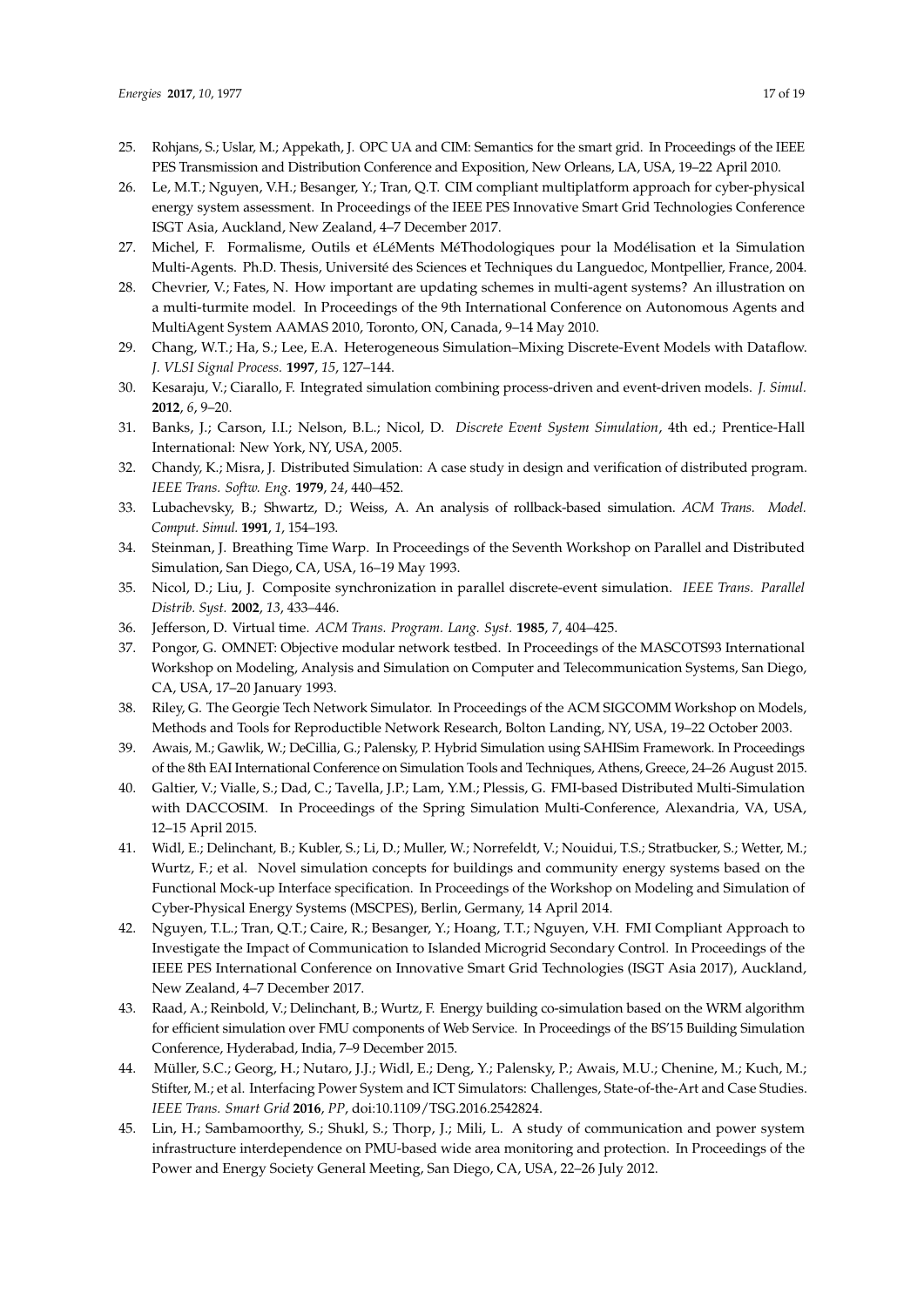25. Rohjans, S.; Uslar, M.; Appekath, J. OPC UA and CIM: Semantics for the smart grid. In Proceedings of the IEEE PES Transmission and Distribution Conference and Exposition, New Orleans, LA, USA, 19–22 April 2010.
26. Le, M.T.; Nguyen, V.H.; Besanger, Y.; Tran, Q.T. CIM compliant multiplatform approach for cyber-physical energy system assessment. In Proceedings of the IEEE PES Innovative Smart Grid Technologies Conference ISGT Asia, Auckland, New Zealand, 4–7 December 2017.
27. Michel, F. Formalisme, Outils et éLéMents MéThodologiques pour la Modélisation et la Simulation Multi-Agents. Ph.D. Thesis, Université des Sciences et Techniques du Languedoc, Montpellier, France, 2004.
28. Chevrier, V.; Fates, N. How important are updating schemes in multi-agent systems? An illustration on a multi-turmite model. In Proceedings of the 9th International Conference on Autonomous Agents and MultiAgent System AAMAS 2010, Toronto, ON, Canada, 9–14 May 2010.
29. Chang, W.T.; Ha, S.; Lee, E.A. Heterogeneous Simulation–Mixing Discrete-Event Models with Dataflow. *J. VLSI Signal Process.* **1997**, *15*, 127–144.
30. Kesaraju, V.; Ciarallo, F. Integrated simulation combining process-driven and event-driven models. *J. Simul.* **2012**, *6*, 9–20.
31. Banks, J.; Carson, I.I.; Nelson, B.L.; Nicol, D. *Discrete Event System Simulation*, 4th ed.; Prentice-Hall International: New York, NY, USA, 2005.
32. Chandy, K.; Misra, J. Distributed Simulation: A case study in design and verification of distributed program. *IEEE Trans. Softw. Eng.* **1979**, *24*, 440–452.
33. Lubachevsky, B.; Shwartz, D.; Weiss, A. An analysis of rollback-based simulation. *ACM Trans. Model. Comput. Simul.* **1991**, *1*, 154–193.
34. Steinman, J. Breathing Time Warp. In Proceedings of the Seventh Workshop on Parallel and Distributed Simulation, San Diego, CA, USA, 16–19 May 1993.
35. Nicol, D.; Liu, J. Composite synchronization in parallel discrete-event simulation. *IEEE Trans. Parallel Distrib. Syst.* **2002**, *13*, 433–446.
36. Jefferson, D. Virtual time. *ACM Trans. Program. Lang. Syst.* **1985**, *7*, 404–425.
37. Pongor, G. OMNET: Objective modular network testbed. In Proceedings of the MASCOTS93 International Workshop on Modeling, Analysis and Simulation on Computer and Telecommunication Systems, San Diego, CA, USA, 17–20 January 1993.
38. Riley, G. The Georgie Tech Network Simulator. In Proceedings of the ACM SIGCOMM Workshop on Models, Methods and Tools for Reproductible Network Research, Bolton Landing, NY, USA, 19–22 October 2003.
39. Awais, M.; Gawlik, W.; DeCillia, G.; Palensky, P. Hybrid Simulation using SAHISim Framework. In Proceedings of the 8th EAI International Conference on Simulation Tools and Techniques, Athens, Greece, 24–26 August 2015.
40. Galtier, V.; Vialle, S.; Dad, C.; Tavella, J.P.; Lam, Y.M.; Plessis, G. FMI-based Distributed Multi-Simulation with DACCOSIM. In Proceedings of the Spring Simulation Multi-Conference, Alexandria, VA, USA, 12–15 April 2015.
41. Widl, E.; Delinchant, B.; Kubler, S.; Li, D.; Muller, W.; Norrefeldt, V.; Nouidui, T.S.; Stratbucker, S.; Wetter, M.; Wurtz, F.; et al. Novel simulation concepts for buildings and community energy systems based on the Functional Mock-up Interface specification. In Proceedings of the Workshop on Modeling and Simulation of Cyber-Physical Energy Systems (MSCPES), Berlin, Germany, 14 April 2014.
42. Nguyen, T.L.; Tran, Q.T.; Caire, R.; Besanger, Y.; Hoang, T.T.; Nguyen, V.H. FMI Compliant Approach to Investigate the Impact of Communication to Islanded Microgrid Secondary Control. In Proceedings of the IEEE PES International Conference on Innovative Smart Grid Technologies (ISGT Asia 2017), Auckland, New Zealand, 4–7 December 2017.
43. Raad, A.; Reinbold, V.; Delinchant, B.; Wurtz, F. Energy building co-simulation based on the WRM algorithm for efficient simulation over FMU components of Web Service. In Proceedings of the BS'15 Building Simulation Conference, Hyderabad, India, 7–9 December 2015.
44. Müller, S.C.; Georg, H.; Nutaro, J.J.; Widl, E.; Deng, Y.; Palensky, P.; Awais, M.U.; Chenine, M.; Kuch, M.; Stifter, M.; et al. Interfacing Power System and ICT Simulators: Challenges, State-of-the-Art and Case Studies. *IEEE Trans. Smart Grid* **2016**, *PP*, doi:10.1109/TSG.2016.2542824.
45. Lin, H.; Sambamoorthy, S.; Shukl, S.; Thorp, J.; Mili, L. A study of communication and power system infrastructure interdependence on PMU-based wide area monitoring and protection. In Proceedings of the Power and Energy Society General Meeting, San Diego, CA, USA, 22–26 July 2012.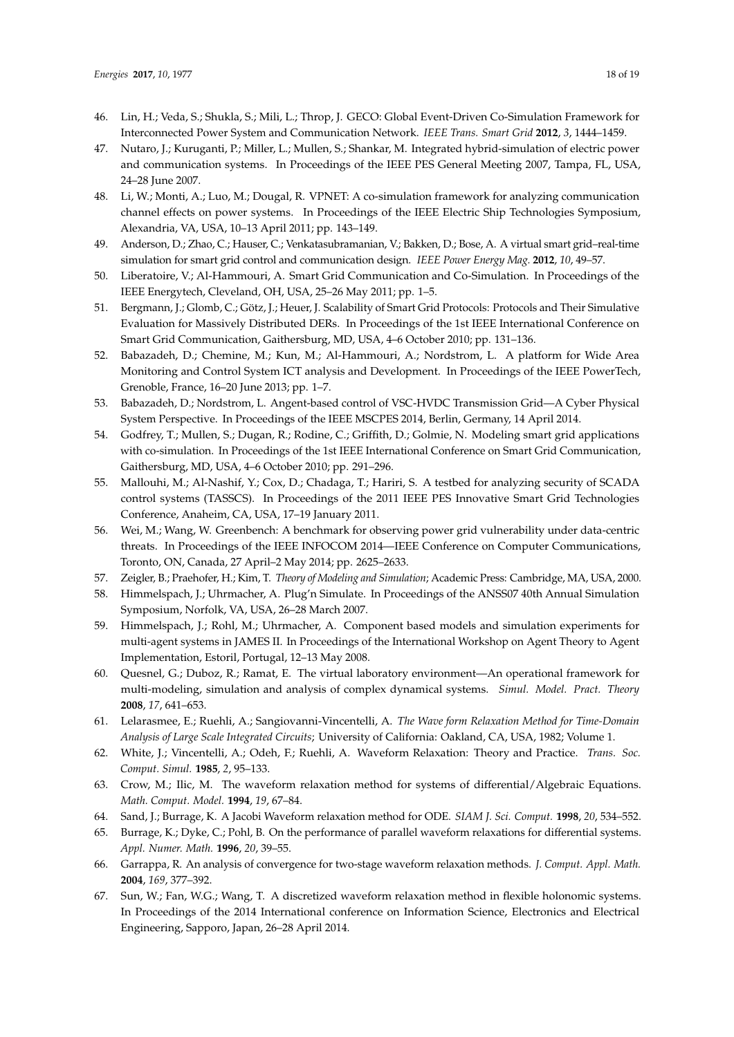46. Lin, H.; Veda, S.; Shukla, S.; Mili, L.; Throp, J. GECO: Global Event-Driven Co-Simulation Framework for Interconnected Power System and Communication Network. *IEEE Trans. Smart Grid* **2012**, *3*, 1444–1459.
47. Nutaro, J.; Kuruganti, P.; Miller, L.; Mullen, S.; Shankar, M. Integrated hybrid-simulation of electric power and communication systems. In Proceedings of the IEEE PES General Meeting 2007, Tampa, FL, USA, 24–28 June 2007.
48. Li, W.; Monti, A.; Luo, M.; Dougal, R. VPNET: A co-simulation framework for analyzing communication channel effects on power systems. In Proceedings of the IEEE Electric Ship Technologies Symposium, Alexandria, VA, USA, 10–13 April 2011; pp. 143–149.
49. Anderson, D.; Zhao, C.; Hauser, C.; Venkatasubramanian, V.; Bakken, D.; Bose, A. A virtual smart grid–real-time simulation for smart grid control and communication design. *IEEE Power Energy Mag.* **2012**, *10*, 49–57.
50. Liberatoire, V.; Al-Hammouri, A. Smart Grid Communication and Co-Simulation. In Proceedings of the IEEE Energytech, Cleveland, OH, USA, 25–26 May 2011; pp. 1–5.
51. Bergmann, J.; Glomb, C.; Götz, J.; Heuer, J. Scalability of Smart Grid Protocols: Protocols and Their Simulative Evaluation for Massively Distributed DERs. In Proceedings of the 1st IEEE International Conference on Smart Grid Communication, Gaithersburg, MD, USA, 4–6 October 2010; pp. 131–136.
52. Babazadeh, D.; Chemine, M.; Kun, M.; Al-Hammouri, A.; Nordstrom, L. A platform for Wide Area Monitoring and Control System ICT analysis and Development. In Proceedings of the IEEE PowerTech, Grenoble, France, 16–20 June 2013; pp. 1–7.
53. Babazadeh, D.; Nordstrom, L. Angent-based control of VSC-HVDC Transmission Grid—A Cyber Physical System Perspective. In Proceedings of the IEEE MSCPES 2014, Berlin, Germany, 14 April 2014.
54. Godfrey, T.; Mullen, S.; Dugan, R.; Rodine, C.; Griffith, D.; Golmie, N. Modeling smart grid applications with co-simulation. In Proceedings of the 1st IEEE International Conference on Smart Grid Communication, Gaithersburg, MD, USA, 4–6 October 2010; pp. 291–296.
55. Mallouhi, M.; Al-Nashif, Y.; Cox, D.; Chadaga, T.; Hariri, S. A testbed for analyzing security of SCADA control systems (TASSCS). In Proceedings of the 2011 IEEE PES Innovative Smart Grid Technologies Conference, Anaheim, CA, USA, 17–19 January 2011.
56. Wei, M.; Wang, W. Greenbench: A benchmark for observing power grid vulnerability under data-centric threats. In Proceedings of the IEEE INFOCOM 2014—IEEE Conference on Computer Communications, Toronto, ON, Canada, 27 April–2 May 2014; pp. 2625–2633.
57. Zeigler, B.; Praehofer, H.; Kim, T. *Theory of Modeling and Simulation*; Academic Press: Cambridge, MA, USA, 2000.
58. Himmelspach, J.; Uhrmacher, A. Plug'n Simulate. In Proceedings of the ANSS07 40th Annual Simulation Symposium, Norfolk, VA, USA, 26–28 March 2007.
59. Himmelspach, J.; Rohl, M.; Uhrmacher, A. Component based models and simulation experiments for multi-agent systems in JAMES II. In Proceedings of the International Workshop on Agent Theory to Agent Implementation, Estoril, Portugal, 12–13 May 2008.
60. Quesnel, G.; Duboz, R.; Ramat, E. The virtual laboratory environment—An operational framework for multi-modeling, simulation and analysis of complex dynamical systems. *Simul. Model. Pract. Theory* **2008**, *17*, 641–653.
61. Lelarasmee, E.; Ruehli, A.; Sangiovanni-Vincentelli, A. *The Wave form Relaxation Method for Time-Domain Analysis of Large Scale Integrated Circuits*; University of California: Oakland, CA, USA, 1982; Volume 1.
62. White, J.; Vincentelli, A.; Odeh, F.; Ruehli, A. Waveform Relaxation: Theory and Practice. *Trans. Soc. Comput. Simul.* **1985**, *2*, 95–133.
63. Crow, M.; Ilic, M. The waveform relaxation method for systems of differential/Algebraic Equations. *Math. Comput. Model.* **1994**, *19*, 67–84.
64. Sand, J.; Burrage, K. A Jacobi Waveform relaxation method for ODE. *SIAM J. Sci. Comput.* **1998**, *20*, 534–552.
65. Burrage, K.; Dyke, C.; Pohl, B. On the performance of parallel waveform relaxations for differential systems. *Appl. Numer. Math.* **1996**, *20*, 39–55.
66. Garrappa, R. An analysis of convergence for two-stage waveform relaxation methods. *J. Comput. Appl. Math.* **2004**, *169*, 377–392.
67. Sun, W.; Fan, W.G.; Wang, T. A discretized waveform relaxation method in flexible holonomic systems. In Proceedings of the 2014 International conference on Information Science, Electronics and Electrical Engineering, Sapporo, Japan, 26–28 April 2014.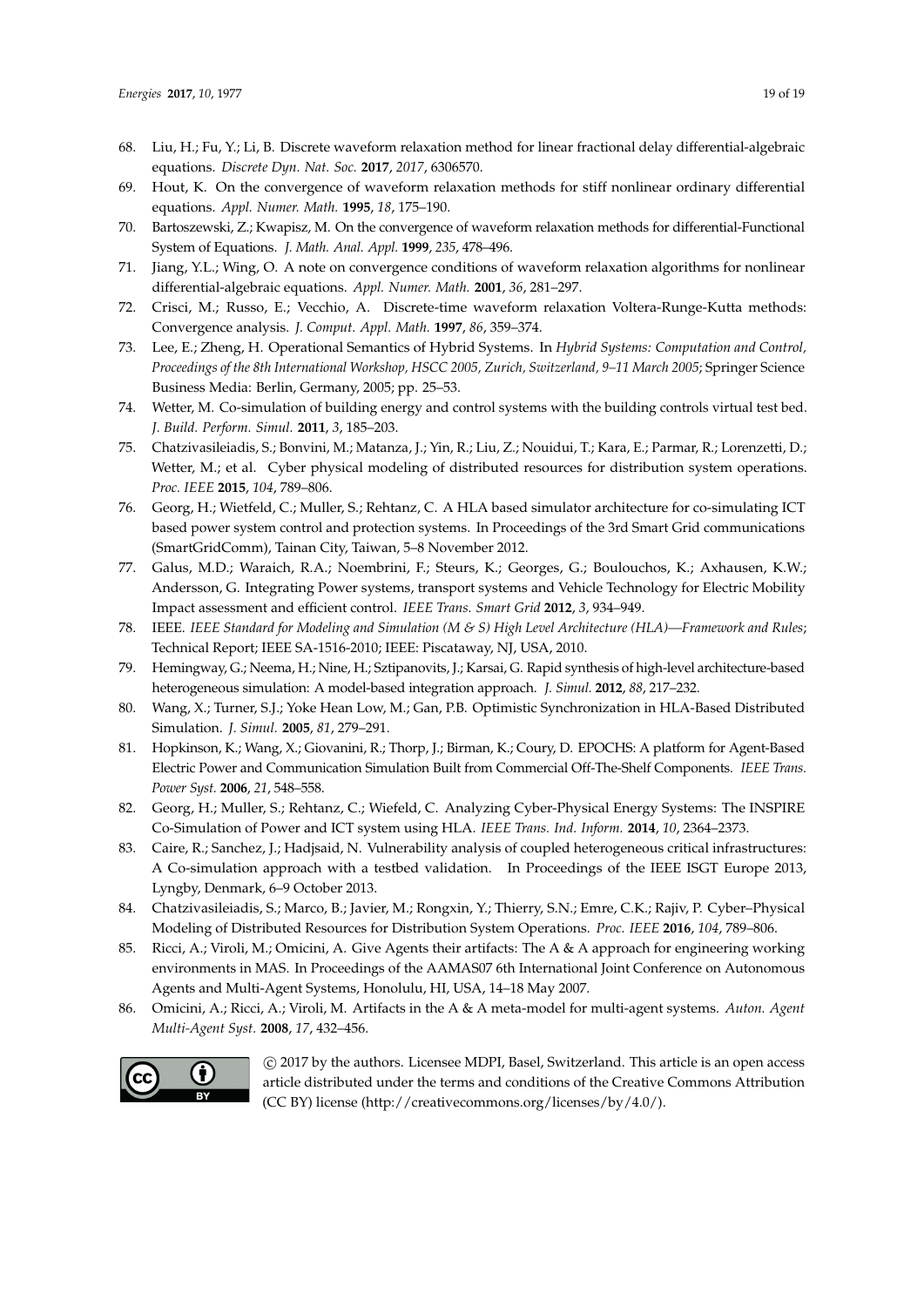68. Liu, H.; Fu, Y.; Li, B. Discrete waveform relaxation method for linear fractional delay differential-algebraic equations. *Discrete Dyn. Nat. Soc.* **2017**, *2017*, 6306570.
69. Hout, K. On the convergence of waveform relaxation methods for stiff nonlinear ordinary differential equations. *Appl. Numer. Math.* **1995**, *18*, 175–190.
70. Bartoszewski, Z.; Kwapisz, M. On the convergence of waveform relaxation methods for differential-Functional System of Equations. *J. Math. Anal. Appl.* **1999**, *235*, 478–496.
71. Jiang, Y.L.; Wing, O. A note on convergence conditions of waveform relaxation algorithms for nonlinear differential-algebraic equations. *Appl. Numer. Math.* **2001**, *36*, 281–297.
72. Crisci, M.; Russo, E.; Vecchio, A. Discrete-time waveform relaxation Voltera-Runge-Kutta methods: Convergence analysis. *J. Comput. Appl. Math.* **1997**, *86*, 359–374.
73. Lee, E.; Zheng, H. Operational Semantics of Hybrid Systems. In *Hybrid Systems: Computation and Control, Proceedings of the 8th International Workshop, HSCC 2005, Zurich, Switzerland, 9–11 March 2005*; Springer Science Business Media: Berlin, Germany, 2005; pp. 25–53.
74. Wetter, M. Co-simulation of building energy and control systems with the building controls virtual test bed. *J. Build. Perform. Simul.* **2011**, *3*, 185–203.
75. Chatzivasileiadis, S.; Bonvini, M.; Matanza, J.; Yin, R.; Liu, Z.; Nouidui, T.; Kara, E.; Parmar, R.; Lorenzetti, D.; Wetter, M.; et al. Cyber physical modeling of distributed resources for distribution system operations. *Proc. IEEE* **2015**, *104*, 789–806.
76. Georg, H.; Wietfeld, C.; Muller, S.; Rehtanz, C. A HLA based simulator architecture for co-simulating ICT based power system control and protection systems. In Proceedings of the 3rd Smart Grid communications (SmartGridComm), Tainan City, Taiwan, 5–8 November 2012.
77. Galus, M.D.; Waraich, R.A.; Noembrini, F.; Steurs, K.; Georges, G.; Boulouchos, K.; Axhausen, K.W.; Andersson, G. Integrating Power systems, transport systems and Vehicle Technology for Electric Mobility Impact assessment and efficient control. *IEEE Trans. Smart Grid* **2012**, *3*, 934–949.
78. IEEE. *IEEE Standard for Modeling and Simulation (M & S) High Level Architecture (HLA)—Framework and Rules*; Technical Report; IEEE SA-1516-2010; IEEE: Piscataway, NJ, USA, 2010.
79. Hemingway, G.; Neema, H.; Nine, H.; Sztipanovits, J.; Karsai, G. Rapid synthesis of high-level architecture-based heterogeneous simulation: A model-based integration approach. *J. Simul.* **2012**, *88*, 217–232.
80. Wang, X.; Turner, S.J.; Yoke Hean Low, M.; Gan, P.B. Optimistic Synchronization in HLA-Based Distributed Simulation. *J. Simul.* **2005**, *81*, 279–291.
81. Hopkinson, K.; Wang, X.; Giovanini, R.; Thorp, J.; Birman, K.; Coury, D. EPOCHS: A platform for Agent-Based Electric Power and Communication Simulation Built from Commercial Off-The-Shelf Components. *IEEE Trans. Power Syst.* **2006**, *21*, 548–558.
82. Georg, H.; Muller, S.; Rehtanz, C.; Wiefeld, C. Analyzing Cyber-Physical Energy Systems: The INSPIRE Co-Simulation of Power and ICT system using HLA. *IEEE Trans. Ind. Inform.* **2014**, *10*, 2364–2373.
83. Caire, R.; Sanchez, J.; Hadjsaid, N. Vulnerability analysis of coupled heterogeneous critical infrastructures: A Co-simulation approach with a testbed validation. In Proceedings of the IEEE ISGT Europe 2013, Lyngby, Denmark, 6–9 October 2013.
84. Chatzivasileiadis, S.; Marco, B.; Javier, M.; Rongxin, Y.; Thierry, S.N.; Emre, C.K.; Rajiv, P. Cyber–Physical Modeling of Distributed Resources for Distribution System Operations. *Proc. IEEE* **2016**, *104*, 789–806.
85. Ricci, A.; Viroli, M.; Omicini, A. Give Agents their artifacts: The A & A approach for engineering working environments in MAS. In Proceedings of the AAMAS07 6th International Joint Conference on Autonomous Agents and Multi-Agent Systems, Honolulu, HI, USA, 14–18 May 2007.
86. Omicini, A.; Ricci, A.; Viroli, M. Artifacts in the A & A meta-model for multi-agent systems. *Auton. Agent Multi-Agent Syst.* **2008**, *17*, 432–456.

© 2017 by the authors. Licensee MDPI, Basel, Switzerland. This article is an open access article distributed under the terms and conditions of the Creative Commons Attribution (CC BY) license (http://creativecommons.org/licenses/by/4.0/).